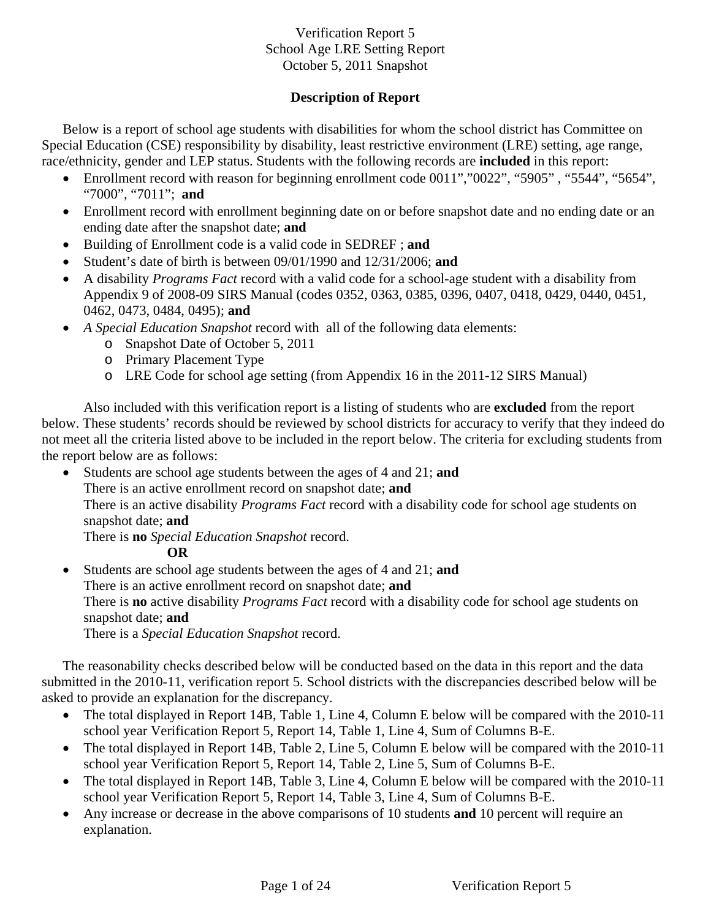# Verification Report 5
## School Age LRE Setting Report
## October 5, 2011 Snapshot

### Description of Report

Below is a report of school age students with disabilities for whom the school district has Committee on Special Education (CSE) responsibility by disability, least restrictive environment (LRE) setting, age range, race/ethnicity, gender and LEP status. Students with the following records are **included** in this report:

- Enrollment record with reason for beginning enrollment code 0011","0022", "5905" , "5544", "5654", "7000", "7011"; **and**
- Enrollment record with enrollment beginning date on or before snapshot date and no ending date or an ending date after the snapshot date; **and**
- Building of Enrollment code is a valid code in SEDREF ; **and**
- Student's date of birth is between 09/01/1990 and 12/31/2006; **and**
- A disability *Programs Fact* record with a valid code for a school-age student with a disability from Appendix 9 of 2008-09 SIRS Manual (codes 0352, 0363, 0385, 0396, 0407, 0418, 0429, 0440, 0451, 0462, 0473, 0484, 0495); **and**
- *A Special Education Snapshot* record with all of the following data elements:
  - Snapshot Date of October 5, 2011
  - Primary Placement Type
  - LRE Code for school age setting (from Appendix 16 in the 2011-12 SIRS Manual)

Also included with this verification report is a listing of students who are **excluded** from the report below. These students' records should be reviewed by school districts for accuracy to verify that they indeed do not meet all the criteria listed above to be included in the report below. The criteria for excluding students from the report below are as follows:

- Students are school age students between the ages of 4 and 21; **and**
  There is an active enrollment record on snapshot date; **and**
  There is an active disability *Programs Fact* record with a disability code for school age students on snapshot date; **and**
  There is **no** *Special Education Snapshot* record.

  **OR**

- Students are school age students between the ages of 4 and 21; **and**
  There is an active enrollment record on snapshot date; **and**
  There is **no** active disability *Programs Fact* record with a disability code for school age students on snapshot date; **and**
  There is a *Special Education Snapshot* record.

The reasonability checks described below will be conducted based on the data in this report and the data submitted in the 2010-11, verification report 5. School districts with the discrepancies described below will be asked to provide an explanation for the discrepancy.

- The total displayed in Report 14B, Table 1, Line 4, Column E below will be compared with the 2010-11 school year Verification Report 5, Report 14, Table 1, Line 4, Sum of Columns B-E.
- The total displayed in Report 14B, Table 2, Line 5, Column E below will be compared with the 2010-11 school year Verification Report 5, Report 14, Table 2, Line 5, Sum of Columns B-E.
- The total displayed in Report 14B, Table 3, Line 4, Column E below will be compared with the 2010-11 school year Verification Report 5, Report 14, Table 3, Line 4, Sum of Columns B-E.
- Any increase or decrease in the above comparisons of 10 students **and** 10 percent will require an explanation.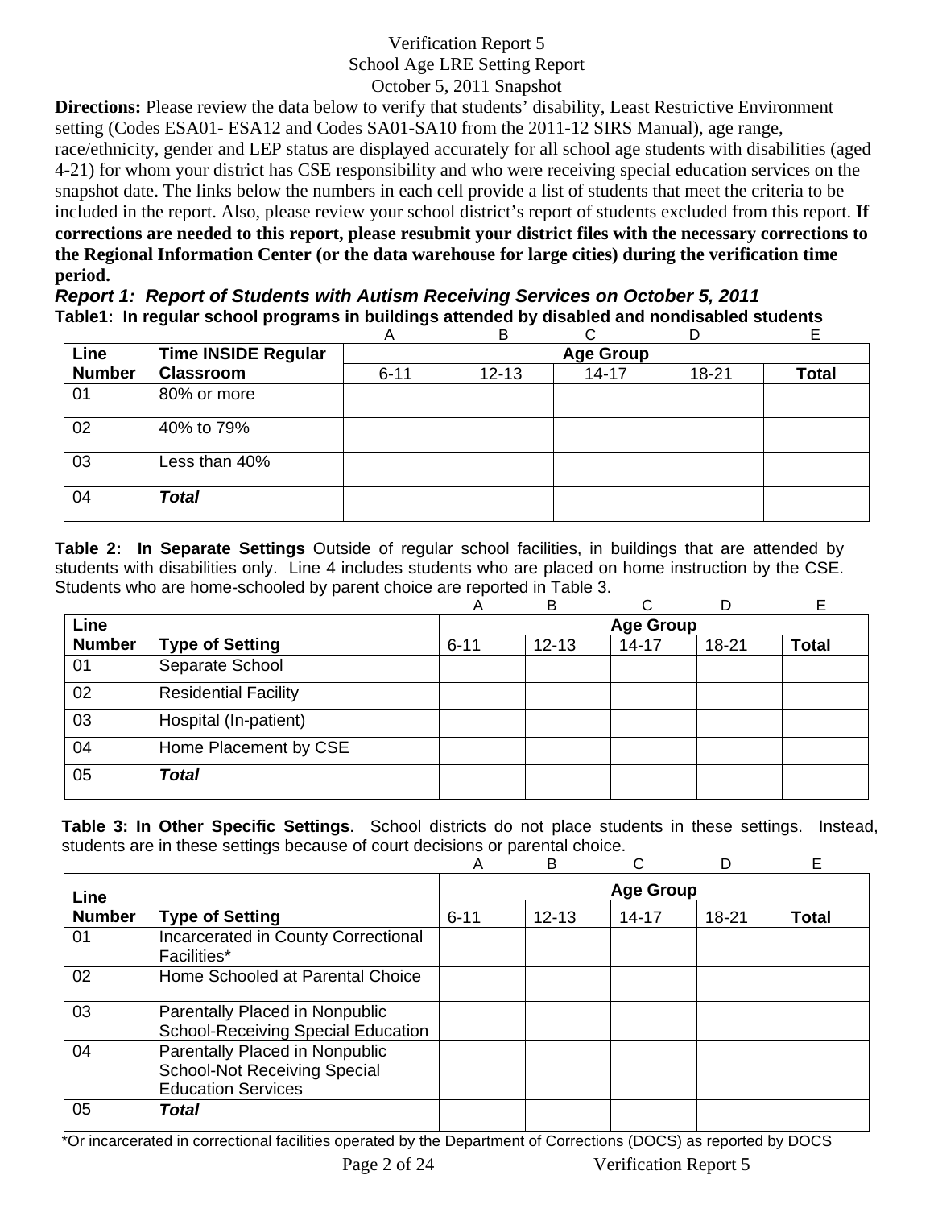Verification Report 5
School Age LRE Setting Report
October 5, 2011 Snapshot

**Directions:** Please review the data below to verify that students' disability, Least Restrictive Environment setting (Codes ESA01- ESA12 and Codes SA01-SA10 from the 2011-12 SIRS Manual), age range, race/ethnicity, gender and LEP status are displayed accurately for all school age students with disabilities (aged 4-21) for whom your district has CSE responsibility and who were receiving special education services on the snapshot date. The links below the numbers in each cell provide a list of students that meet the criteria to be included in the report. Also, please review your school district's report of students excluded from this report. **If corrections are needed to this report, please resubmit your district files with the necessary corrections to the Regional Information Center (or the data warehouse for large cities) during the verification time period.**

### *Report 1: Report of Students with Autism Receiving Services on October 5, 2011*

**Table1: In regular school programs in buildings attended by disabled and nondisabled students**

| | | A | B | C | D | E |
|---|---|---|---|---|---|---|
| **Line** | **Time INSIDE Regular** | **Age Group** | | | | |
| **Number** | **Classroom** | 6-11 | 12-13 | 14-17 | 18-21 | **Total** |
| 01 | 80% or more | | | | | |
| 02 | 40% to 79% | | | | | |
| 03 | Less than 40% | | | | | |
| 04 | ***Total*** | | | | | |

**Table 2: In Separate Settings** Outside of regular school facilities, in buildings that are attended by students with disabilities only. Line 4 includes students who are placed on home instruction by the CSE. Students who are home-schooled by parent choice are reported in Table 3.

| | | A | B | C | D | E |
|---|---|---|---|---|---|---|
| **Line** | | **Age Group** | | | | |
| **Number** | **Type of Setting** | 6-11 | 12-13 | 14-17 | 18-21 | **Total** |
| 01 | Separate School | | | | | |
| 02 | Residential Facility | | | | | |
| 03 | Hospital (In-patient) | | | | | |
| 04 | Home Placement by CSE | | | | | |
| 05 | ***Total*** | | | | | |

**Table 3: In Other Specific Settings**. School districts do not place students in these settings. Instead, students are in these settings because of court decisions or parental choice.

| | | A | B | C | D | E |
|---|---|---|---|---|---|---|
| **Line** | | **Age Group** | | | | |
| **Number** | **Type of Setting** | 6-11 | 12-13 | 14-17 | 18-21 | **Total** |
| 01 | Incarcerated in County Correctional Facilities* | | | | | |
| 02 | Home Schooled at Parental Choice | | | | | |
| 03 | Parentally Placed in Nonpublic School-Receiving Special Education | | | | | |
| 04 | Parentally Placed in Nonpublic School-Not Receiving Special Education Services | | | | | |
| 05 | ***Total*** | | | | | |

*Or incarcerated in correctional facilities operated by the Department of Corrections (DOCS) as reported by DOCS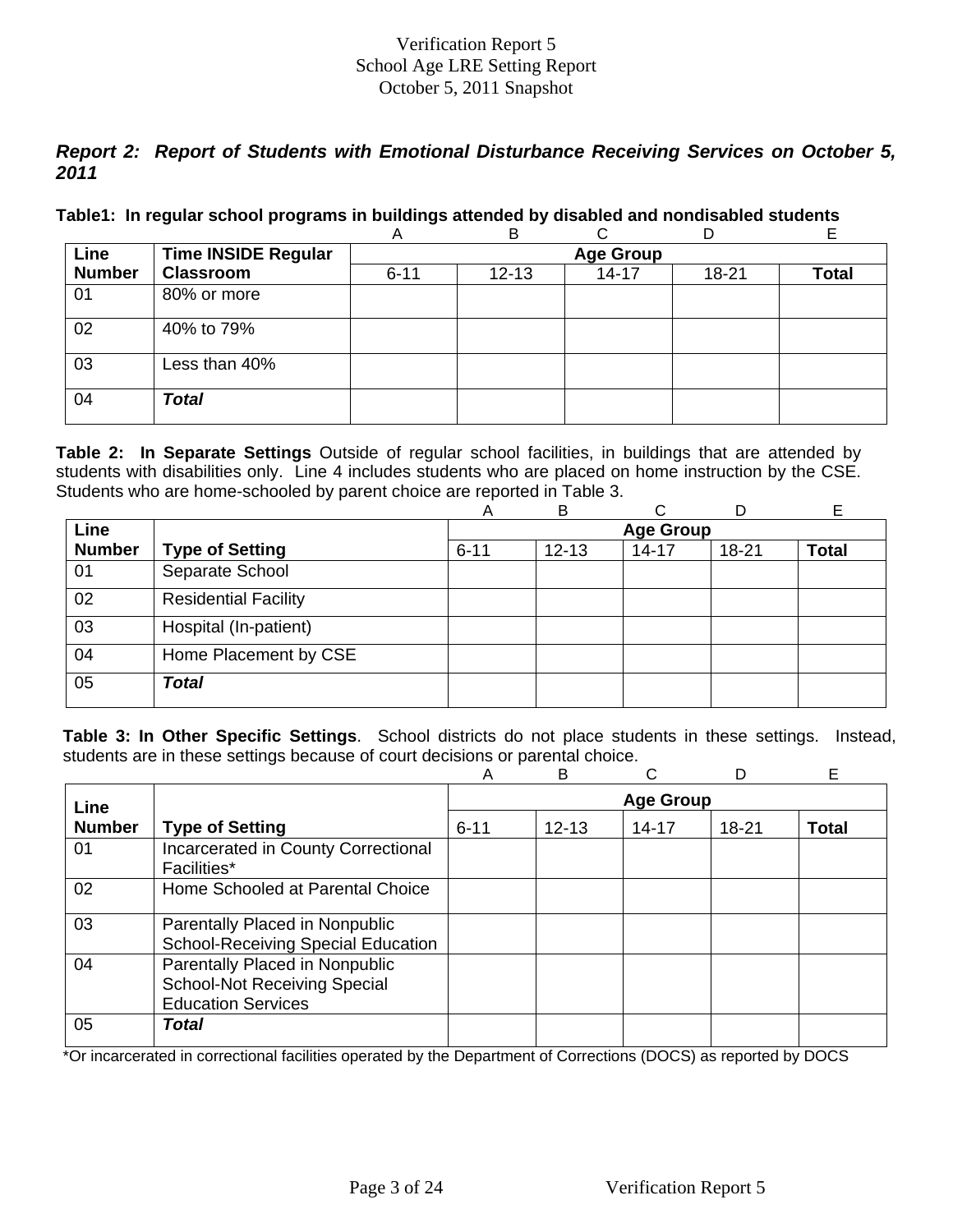Verification Report 5
School Age LRE Setting Report
October 5, 2011 Snapshot

***Report 2: Report of Students with Emotional Disturbance Receiving Services on October 5, 2011***

**Table1: In regular school programs in buildings attended by disabled and nondisabled students**

| | | A | B | C | D | E |
|---|---|---|---|---|---|---|
| **Line Number** | **Time INSIDE Regular Classroom** | **Age Group** | | | | |
| | | 6-11 | 12-13 | 14-17 | 18-21 | **Total** |
| 01 | 80% or more | | | | | |
| 02 | 40% to 79% | | | | | |
| 03 | Less than 40% | | | | | |
| 04 | ***Total*** | | | | | |

**Table 2: In Separate Settings** Outside of regular school facilities, in buildings that are attended by students with disabilities only. Line 4 includes students who are placed on home instruction by the CSE. Students who are home-schooled by parent choice are reported in Table 3.

| | | A | B | C | D | E |
|---|---|---|---|---|---|---|
| **Line Number** | **Type of Setting** | **Age Group** | | | | |
| | | 6-11 | 12-13 | 14-17 | 18-21 | **Total** |
| 01 | Separate School | | | | | |
| 02 | Residential Facility | | | | | |
| 03 | Hospital (In-patient) | | | | | |
| 04 | Home Placement by CSE | | | | | |
| 05 | ***Total*** | | | | | |

**Table 3: In Other Specific Settings**. School districts do not place students in these settings. Instead, students are in these settings because of court decisions or parental choice.

| | | A | B | C | D | E |
|---|---|---|---|---|---|---|
| **Line Number** | **Type of Setting** | **Age Group** | | | | |
| | | 6-11 | 12-13 | 14-17 | 18-21 | **Total** |
| 01 | Incarcerated in County Correctional Facilities* | | | | | |
| 02 | Home Schooled at Parental Choice | | | | | |
| 03 | Parentally Placed in Nonpublic School-Receiving Special Education | | | | | |
| 04 | Parentally Placed in Nonpublic School-Not Receiving Special Education Services | | | | | |
| 05 | ***Total*** | | | | | |

*Or incarcerated in correctional facilities operated by the Department of Corrections (DOCS) as reported by DOCS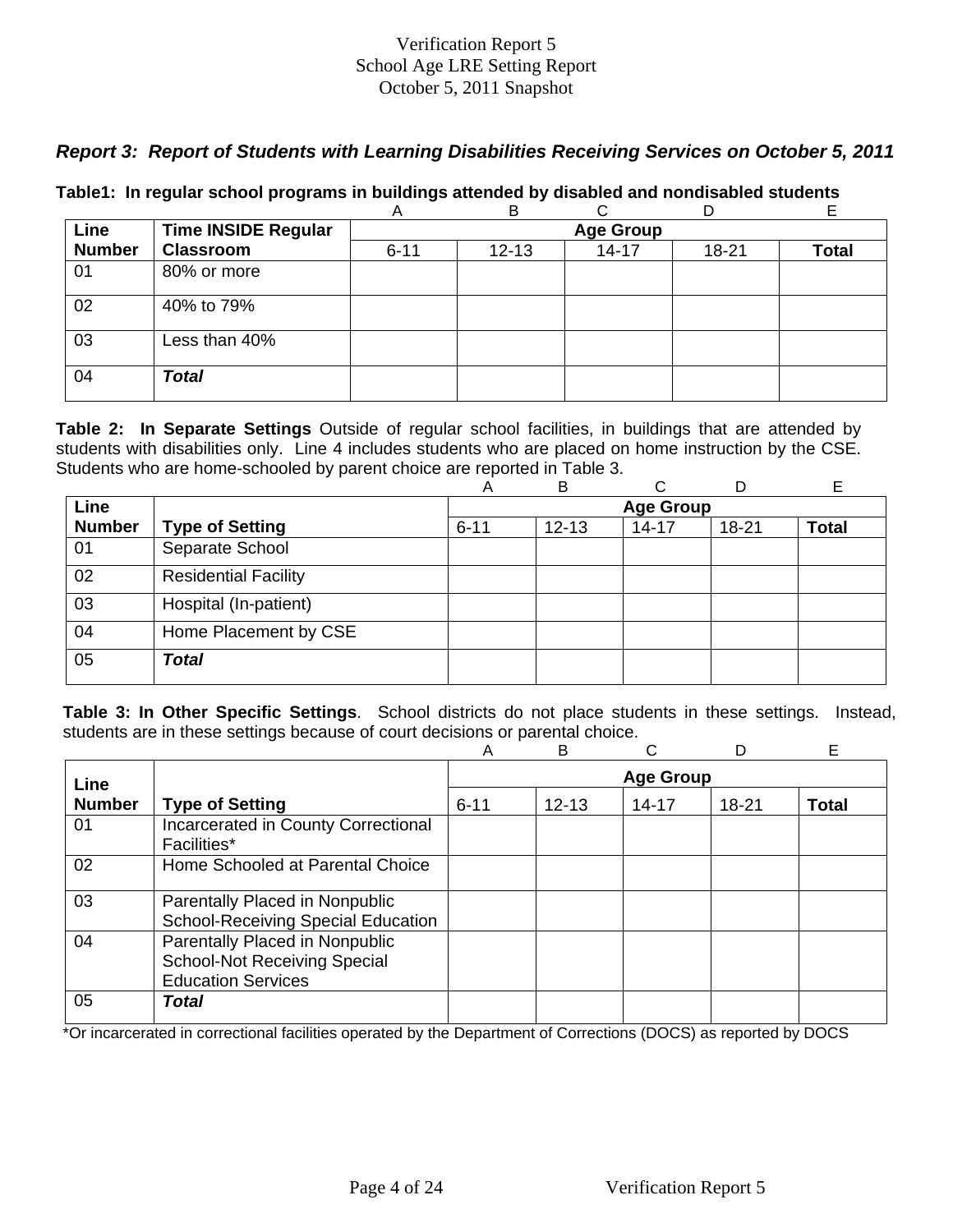Verification Report 5
School Age LRE Setting Report
October 5, 2011 Snapshot

## *Report 3: Report of Students with Learning Disabilities Receiving Services on October 5, 2011*

**Table1: In regular school programs in buildings attended by disabled and nondisabled students**

| | | A | B | C | D | E |
|---|---|---|---|---|---|---|
| **Line Number** | **Time INSIDE Regular Classroom** | **Age Group** | | | | |
| | | 6-11 | 12-13 | 14-17 | 18-21 | **Total** |
| 01 | 80% or more | | | | | |
| 02 | 40% to 79% | | | | | |
| 03 | Less than 40% | | | | | |
| 04 | ***Total*** | | | | | |

**Table 2: In Separate Settings** Outside of regular school facilities, in buildings that are attended by students with disabilities only. Line 4 includes students who are placed on home instruction by the CSE. Students who are home-schooled by parent choice are reported in Table 3.

| | | A | B | C | D | E |
|---|---|---|---|---|---|---|
| **Line Number** | **Type of Setting** | **Age Group** | | | | |
| | | 6-11 | 12-13 | 14-17 | 18-21 | **Total** |
| 01 | Separate School | | | | | |
| 02 | Residential Facility | | | | | |
| 03 | Hospital (In-patient) | | | | | |
| 04 | Home Placement by CSE | | | | | |
| 05 | ***Total*** | | | | | |

**Table 3: In Other Specific Settings**. School districts do not place students in these settings. Instead, students are in these settings because of court decisions or parental choice.

| | | A | B | C | D | E |
|---|---|---|---|---|---|---|
| **Line Number** | **Type of Setting** | **Age Group** | | | | |
| | | 6-11 | 12-13 | 14-17 | 18-21 | **Total** |
| 01 | Incarcerated in County Correctional Facilities* | | | | | |
| 02 | Home Schooled at Parental Choice | | | | | |
| 03 | Parentally Placed in Nonpublic School-Receiving Special Education | | | | | |
| 04 | Parentally Placed in Nonpublic School-Not Receiving Special Education Services | | | | | |
| 05 | ***Total*** | | | | | |

*Or incarcerated in correctional facilities operated by the Department of Corrections (DOCS) as reported by DOCS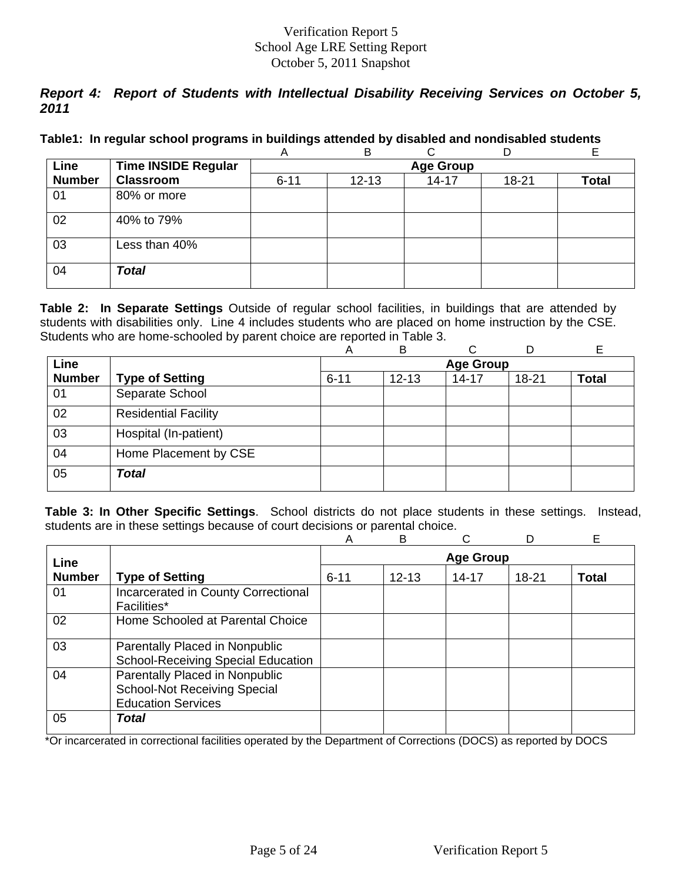Verification Report 5
School Age LRE Setting Report
October 5, 2011 Snapshot

***Report 4: Report of Students with Intellectual Disability Receiving Services on October 5, 2011***

**Table1: In regular school programs in buildings attended by disabled and nondisabled students**

| | | A | B | C | D | E |
|---|---|---|---|---|---|---|
| **Line Number** | **Time INSIDE Regular Classroom** | **Age Group** | | | | |
| | | 6-11 | 12-13 | 14-17 | 18-21 | **Total** |
| 01 | 80% or more | | | | | |
| 02 | 40% to 79% | | | | | |
| 03 | Less than 40% | | | | | |
| 04 | ***Total*** | | | | | |

**Table 2: In Separate Settings** Outside of regular school facilities, in buildings that are attended by students with disabilities only. Line 4 includes students who are placed on home instruction by the CSE. Students who are home-schooled by parent choice are reported in Table 3.

| | | A | B | C | D | E |
|---|---|---|---|---|---|---|
| **Line Number** | **Type of Setting** | **Age Group** | | | | |
| | | 6-11 | 12-13 | 14-17 | 18-21 | **Total** |
| 01 | Separate School | | | | | |
| 02 | Residential Facility | | | | | |
| 03 | Hospital (In-patient) | | | | | |
| 04 | Home Placement by CSE | | | | | |
| 05 | ***Total*** | | | | | |

**Table 3: In Other Specific Settings**. School districts do not place students in these settings. Instead, students are in these settings because of court decisions or parental choice.

| | | A | B | C | D | E |
|---|---|---|---|---|---|---|
| **Line Number** | **Type of Setting** | **Age Group** | | | | |
| | | 6-11 | 12-13 | 14-17 | 18-21 | **Total** |
| 01 | Incarcerated in County Correctional Facilities* | | | | | |
| 02 | Home Schooled at Parental Choice | | | | | |
| 03 | Parentally Placed in Nonpublic School-Receiving Special Education | | | | | |
| 04 | Parentally Placed in Nonpublic School-Not Receiving Special Education Services | | | | | |
| 05 | ***Total*** | | | | | |

*Or incarcerated in correctional facilities operated by the Department of Corrections (DOCS) as reported by DOCS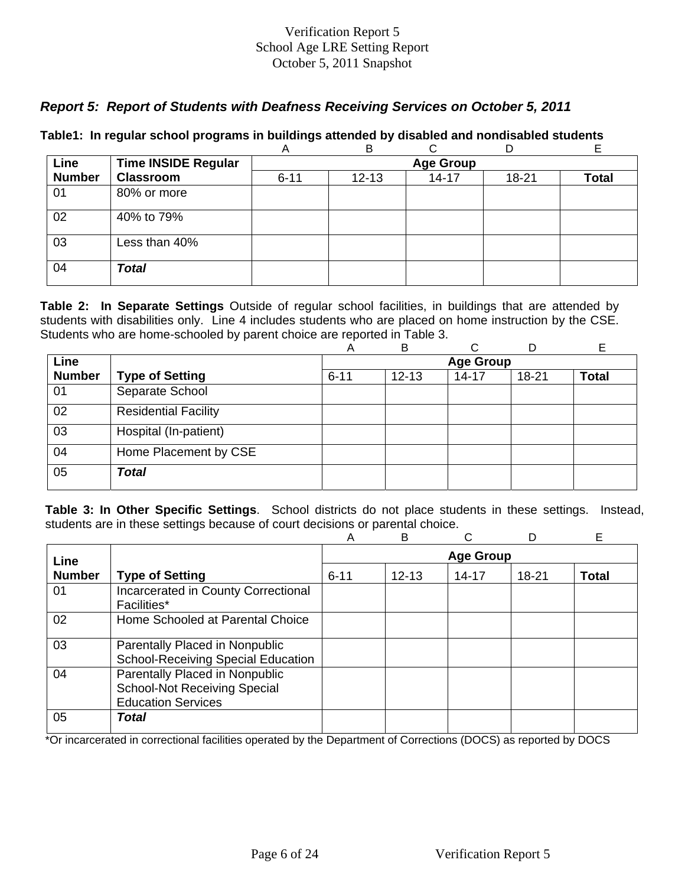Verification Report 5
School Age LRE Setting Report
October 5, 2011 Snapshot

## *Report 5: Report of Students with Deafness Receiving Services on October 5, 2011*

**Table1: In regular school programs in buildings attended by disabled and nondisabled students**

| Line Number | Time INSIDE Regular Classroom | A<br>Age Group<br>6-11 | B<br><br>12-13 | C<br><br>14-17 | D<br><br>18-21 | E<br><br>Total |
|---|---|---|---|---|---|---|
| 01 | 80% or more | | | | | |
| 02 | 40% to 79% | | | | | |
| 03 | Less than 40% | | | | | |
| 04 | ***Total*** | | | | | |

**Table 2: In Separate Settings** Outside of regular school facilities, in buildings that are attended by students with disabilities only. Line 4 includes students who are placed on home instruction by the CSE. Students who are home-schooled by parent choice are reported in Table 3.

| Line Number | Type of Setting | A<br>Age Group<br>6-11 | B<br><br>12-13 | C<br><br>14-17 | D<br><br>18-21 | E<br><br>Total |
|---|---|---|---|---|---|---|
| 01 | Separate School | | | | | |
| 02 | Residential Facility | | | | | |
| 03 | Hospital (In-patient) | | | | | |
| 04 | Home Placement by CSE | | | | | |
| 05 | ***Total*** | | | | | |

**Table 3: In Other Specific Settings**. School districts do not place students in these settings. Instead, students are in these settings because of court decisions or parental choice.

| Line Number | Type of Setting | A<br>Age Group<br>6-11 | B<br><br>12-13 | C<br><br>14-17 | D<br><br>18-21 | E<br><br>Total |
|---|---|---|---|---|---|---|
| 01 | Incarcerated in County Correctional Facilities* | | | | | |
| 02 | Home Schooled at Parental Choice | | | | | |
| 03 | Parentally Placed in Nonpublic School-Receiving Special Education | | | | | |
| 04 | Parentally Placed in Nonpublic School-Not Receiving Special Education Services | | | | | |
| 05 | ***Total*** | | | | | |

*Or incarcerated in correctional facilities operated by the Department of Corrections (DOCS) as reported by DOCS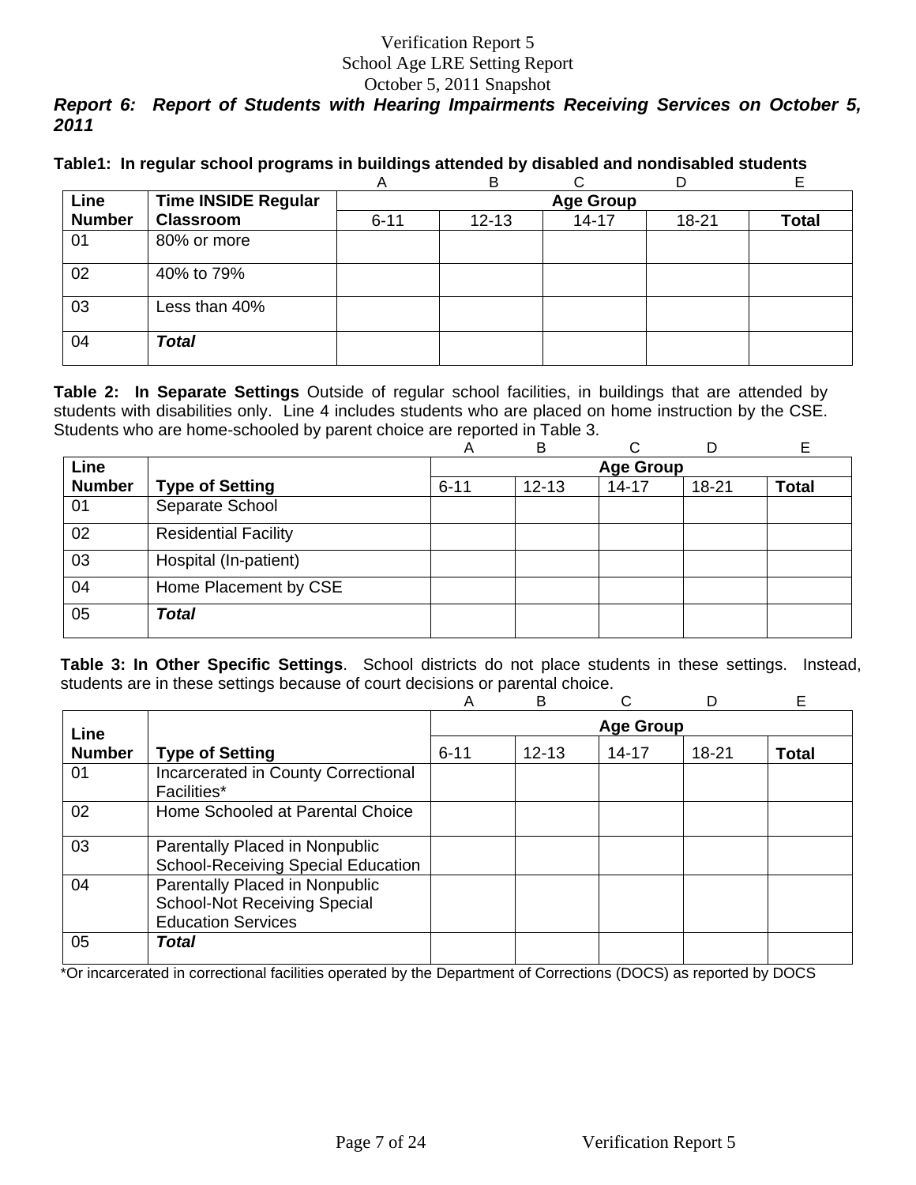Verification Report 5
School Age LRE Setting Report
October 5, 2011 Snapshot

***Report 6: Report of Students with Hearing Impairments Receiving Services on October 5, 2011***

**Table1: In regular school programs in buildings attended by disabled and nondisabled students**

| | | A | B | C | D | E |
|---|---|---|---|---|---|---|
| **Line Number** | **Time INSIDE Regular Classroom** | **Age Group** | | | | |
| | | 6-11 | 12-13 | 14-17 | 18-21 | **Total** |
| 01 | 80% or more | | | | | |
| 02 | 40% to 79% | | | | | |
| 03 | Less than 40% | | | | | |
| 04 | ***Total*** | | | | | |

**Table 2: In Separate Settings** Outside of regular school facilities, in buildings that are attended by students with disabilities only. Line 4 includes students who are placed on home instruction by the CSE. Students who are home-schooled by parent choice are reported in Table 3.

| | | A | B | C | D | E |
|---|---|---|---|---|---|---|
| **Line Number** | **Type of Setting** | **Age Group** | | | | |
| | | 6-11 | 12-13 | 14-17 | 18-21 | **Total** |
| 01 | Separate School | | | | | |
| 02 | Residential Facility | | | | | |
| 03 | Hospital (In-patient) | | | | | |
| 04 | Home Placement by CSE | | | | | |
| 05 | ***Total*** | | | | | |

**Table 3: In Other Specific Settings**. School districts do not place students in these settings. Instead, students are in these settings because of court decisions or parental choice.

| | | A | B | C | D | E |
|---|---|---|---|---|---|---|
| **Line Number** | **Type of Setting** | **Age Group** | | | | |
| | | 6-11 | 12-13 | 14-17 | 18-21 | **Total** |
| 01 | Incarcerated in County Correctional Facilities* | | | | | |
| 02 | Home Schooled at Parental Choice | | | | | |
| 03 | Parentally Placed in Nonpublic School-Receiving Special Education | | | | | |
| 04 | Parentally Placed in Nonpublic School-Not Receiving Special Education Services | | | | | |
| 05 | ***Total*** | | | | | |

*Or incarcerated in correctional facilities operated by the Department of Corrections (DOCS) as reported by DOCS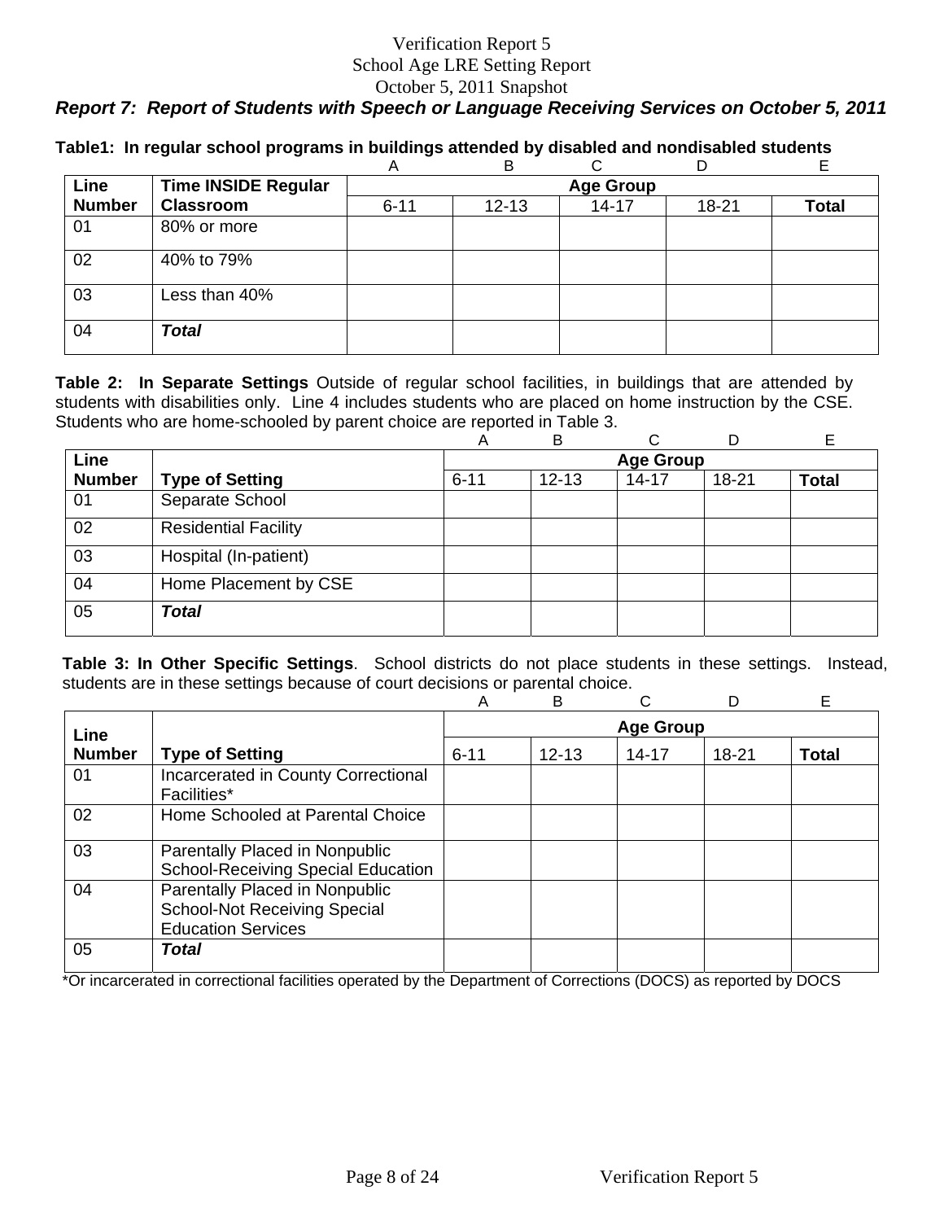Verification Report 5
School Age LRE Setting Report
October 5, 2011 Snapshot

### *Report 7: Report of Students with Speech or Language Receiving Services on October 5, 2011*

**Table1: In regular school programs in buildings attended by disabled and nondisabled students**

| | | A | B | C | D | E |
|---|---|---|---|---|---|---|
| **Line Number** | **Time INSIDE Regular Classroom** | **Age Group** | | | | |
| | | 6-11 | 12-13 | 14-17 | 18-21 | **Total** |
| 01 | 80% or more | | | | | |
| 02 | 40% to 79% | | | | | |
| 03 | Less than 40% | | | | | |
| 04 | ***Total*** | | | | | |

**Table 2: In Separate Settings** Outside of regular school facilities, in buildings that are attended by students with disabilities only. Line 4 includes students who are placed on home instruction by the CSE. Students who are home-schooled by parent choice are reported in Table 3.

| | | A | B | C | D | E |
|---|---|---|---|---|---|---|
| **Line Number** | **Type of Setting** | **Age Group** | | | | |
| | | 6-11 | 12-13 | 14-17 | 18-21 | **Total** |
| 01 | Separate School | | | | | |
| 02 | Residential Facility | | | | | |
| 03 | Hospital (In-patient) | | | | | |
| 04 | Home Placement by CSE | | | | | |
| 05 | ***Total*** | | | | | |

**Table 3: In Other Specific Settings**. School districts do not place students in these settings. Instead, students are in these settings because of court decisions or parental choice.

| | | A | B | C | D | E |
|---|---|---|---|---|---|---|
| **Line Number** | **Type of Setting** | **Age Group** | | | | |
| | | 6-11 | 12-13 | 14-17 | 18-21 | **Total** |
| 01 | Incarcerated in County Correctional Facilities* | | | | | |
| 02 | Home Schooled at Parental Choice | | | | | |
| 03 | Parentally Placed in Nonpublic School-Receiving Special Education | | | | | |
| 04 | Parentally Placed in Nonpublic School-Not Receiving Special Education Services | | | | | |
| 05 | ***Total*** | | | | | |

*Or incarcerated in correctional facilities operated by the Department of Corrections (DOCS) as reported by DOCS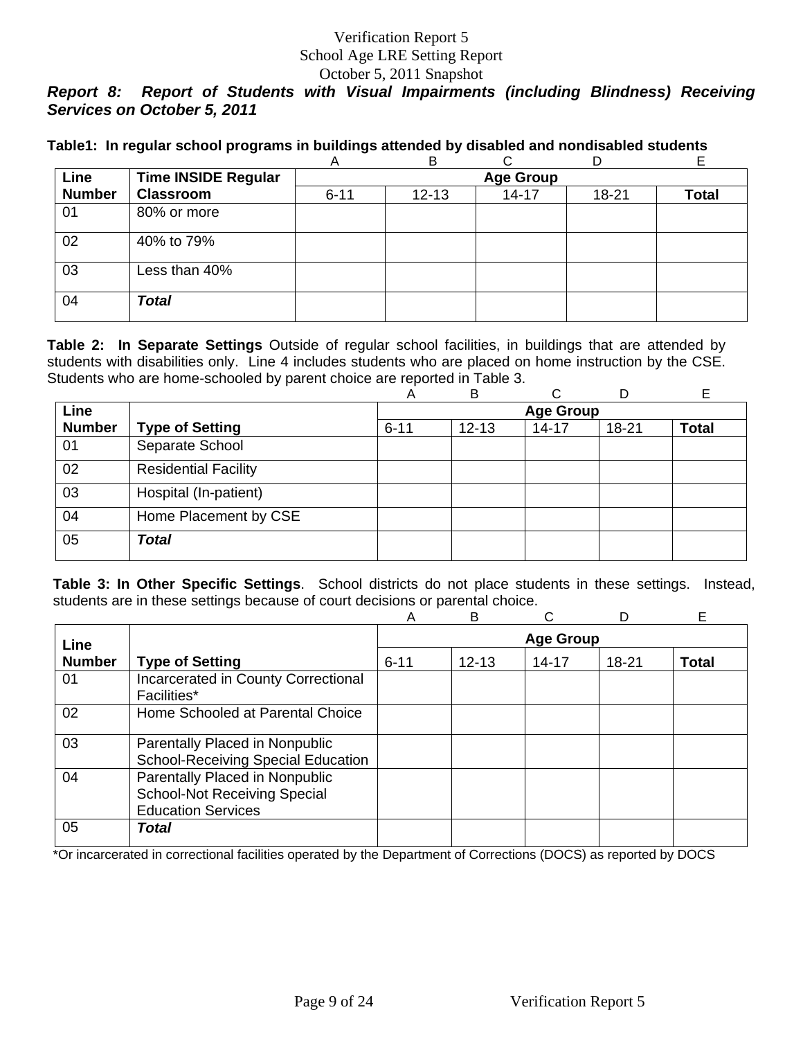Verification Report 5
School Age LRE Setting Report
October 5, 2011 Snapshot

***Report 8: Report of Students with Visual Impairments (including Blindness) Receiving Services on October 5, 2011***

**Table1: In regular school programs in buildings attended by disabled and nondisabled students**

| | | A | B | C | D | E |
|---|---|---|---|---|---|---|
| **Line Number** | **Time INSIDE Regular Classroom** | **Age Group** | | | | |
| | | 6-11 | 12-13 | 14-17 | 18-21 | **Total** |
| 01 | 80% or more | | | | | |
| 02 | 40% to 79% | | | | | |
| 03 | Less than 40% | | | | | |
| 04 | ***Total*** | | | | | |

**Table 2: In Separate Settings** Outside of regular school facilities, in buildings that are attended by students with disabilities only. Line 4 includes students who are placed on home instruction by the CSE. Students who are home-schooled by parent choice are reported in Table 3.

| | | A | B | C | D | E |
|---|---|---|---|---|---|---|
| **Line Number** | **Type of Setting** | **Age Group** | | | | |
| | | 6-11 | 12-13 | 14-17 | 18-21 | **Total** |
| 01 | Separate School | | | | | |
| 02 | Residential Facility | | | | | |
| 03 | Hospital (In-patient) | | | | | |
| 04 | Home Placement by CSE | | | | | |
| 05 | ***Total*** | | | | | |

**Table 3: In Other Specific Settings**. School districts do not place students in these settings. Instead, students are in these settings because of court decisions or parental choice.

| | | A | B | C | D | E |
|---|---|---|---|---|---|---|
| **Line Number** | **Type of Setting** | **Age Group** | | | | |
| | | 6-11 | 12-13 | 14-17 | 18-21 | **Total** |
| 01 | Incarcerated in County Correctional Facilities* | | | | | |
| 02 | Home Schooled at Parental Choice | | | | | |
| 03 | Parentally Placed in Nonpublic School-Receiving Special Education | | | | | |
| 04 | Parentally Placed in Nonpublic School-Not Receiving Special Education Services | | | | | |
| 05 | ***Total*** | | | | | |

*Or incarcerated in correctional facilities operated by the Department of Corrections (DOCS) as reported by DOCS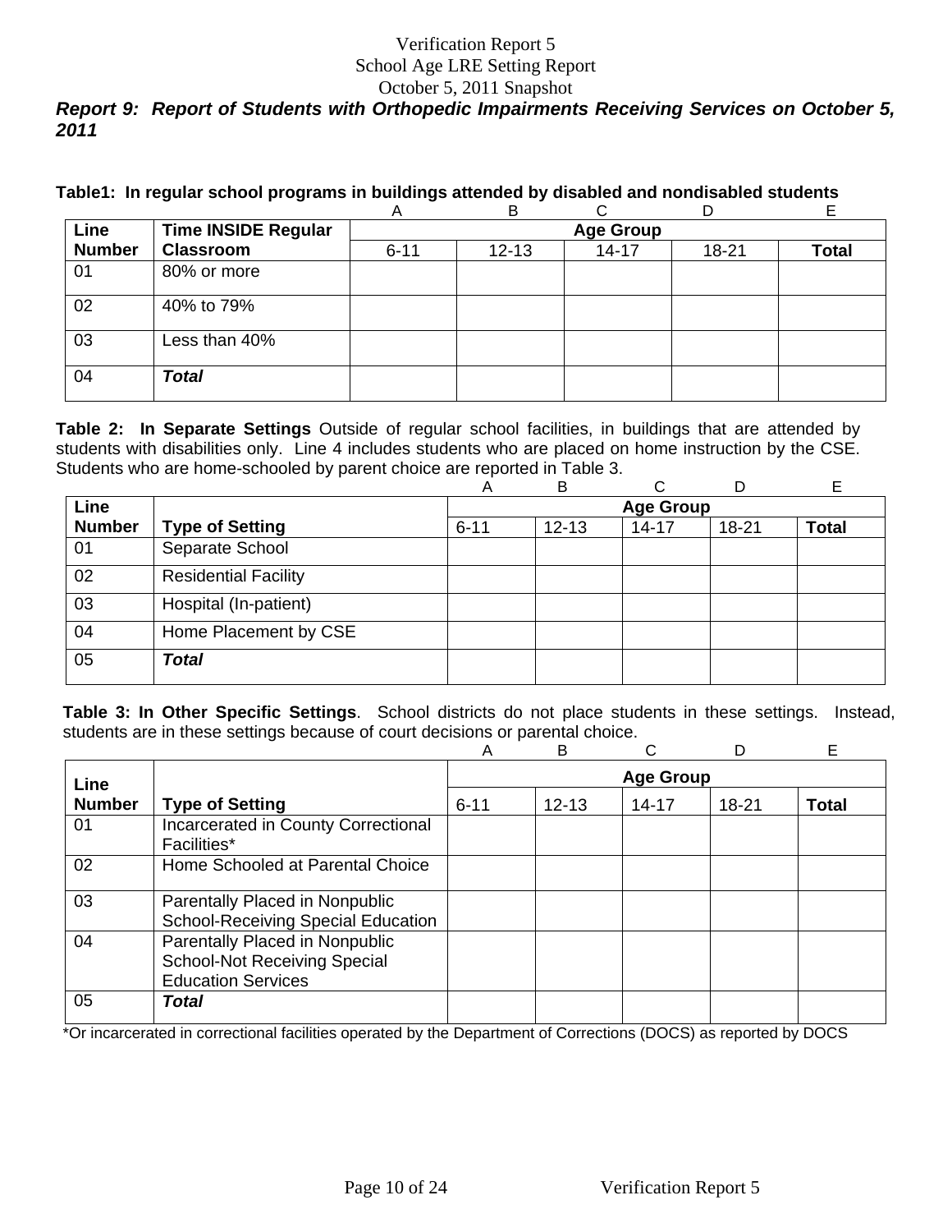Verification Report 5
School Age LRE Setting Report
October 5, 2011 Snapshot

***Report 9: Report of Students with Orthopedic Impairments Receiving Services on October 5, 2011***

**Table1: In regular school programs in buildings attended by disabled and nondisabled students**

| | | A | B | C | D | E |
|---|---|---|---|---|---|---|
| **Line Number** | **Time INSIDE Regular Classroom** | **Age Group** | | | | |
| | | 6-11 | 12-13 | 14-17 | 18-21 | **Total** |
| 01 | 80% or more | | | | | |
| 02 | 40% to 79% | | | | | |
| 03 | Less than 40% | | | | | |
| 04 | ***Total*** | | | | | |

**Table 2: In Separate Settings** Outside of regular school facilities, in buildings that are attended by students with disabilities only. Line 4 includes students who are placed on home instruction by the CSE. Students who are home-schooled by parent choice are reported in Table 3.

| | | A | B | C | D | E |
|---|---|---|---|---|---|---|
| **Line Number** | **Type of Setting** | **Age Group** | | | | |
| | | 6-11 | 12-13 | 14-17 | 18-21 | **Total** |
| 01 | Separate School | | | | | |
| 02 | Residential Facility | | | | | |
| 03 | Hospital (In-patient) | | | | | |
| 04 | Home Placement by CSE | | | | | |
| 05 | ***Total*** | | | | | |

**Table 3: In Other Specific Settings**. School districts do not place students in these settings. Instead, students are in these settings because of court decisions or parental choice.

| | | A | B | C | D | E |
|---|---|---|---|---|---|---|
| **Line Number** | **Type of Setting** | **Age Group** | | | | |
| | | 6-11 | 12-13 | 14-17 | 18-21 | **Total** |
| 01 | Incarcerated in County Correctional Facilities* | | | | | |
| 02 | Home Schooled at Parental Choice | | | | | |
| 03 | Parentally Placed in Nonpublic School-Receiving Special Education | | | | | |
| 04 | Parentally Placed in Nonpublic School-Not Receiving Special Education Services | | | | | |
| 05 | ***Total*** | | | | | |

*Or incarcerated in correctional facilities operated by the Department of Corrections (DOCS) as reported by DOCS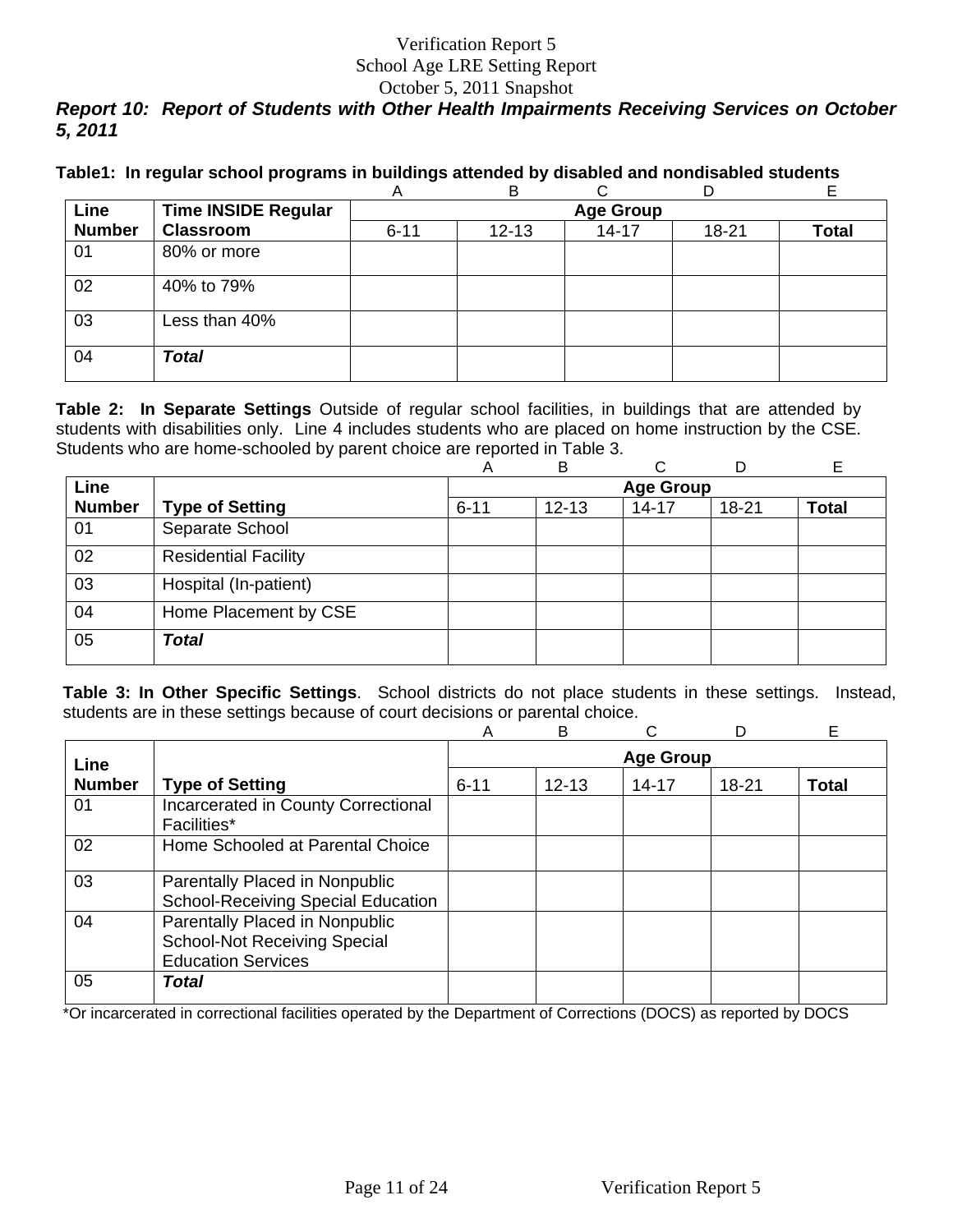Verification Report 5
School Age LRE Setting Report
October 5, 2011 Snapshot

***Report 10: Report of Students with Other Health Impairments Receiving Services on October 5, 2011***

**Table1: In regular school programs in buildings attended by disabled and nondisabled students**

| Line Number | Time INSIDE Regular Classroom | A<br>Age Group<br>6-11 | B<br><br>12-13 | C<br><br>14-17 | D<br><br>18-21 | E<br><br>Total |
|---|---|---|---|---|---|---|
| 01 | 80% or more | | | | | |
| 02 | 40% to 79% | | | | | |
| 03 | Less than 40% | | | | | |
| 04 | ***Total*** | | | | | |

**Table 2: In Separate Settings** Outside of regular school facilities, in buildings that are attended by students with disabilities only. Line 4 includes students who are placed on home instruction by the CSE. Students who are home-schooled by parent choice are reported in Table 3.

| Line Number | Type of Setting | A<br>Age Group<br>6-11 | B<br><br>12-13 | C<br><br>14-17 | D<br><br>18-21 | E<br><br>Total |
|---|---|---|---|---|---|---|
| 01 | Separate School | | | | | |
| 02 | Residential Facility | | | | | |
| 03 | Hospital (In-patient) | | | | | |
| 04 | Home Placement by CSE | | | | | |
| 05 | ***Total*** | | | | | |

**Table 3: In Other Specific Settings**. School districts do not place students in these settings. Instead, students are in these settings because of court decisions or parental choice.

| Line Number | Type of Setting | A<br>Age Group<br>6-11 | B<br><br>12-13 | C<br><br>14-17 | D<br><br>18-21 | E<br><br>Total |
|---|---|---|---|---|---|---|
| 01 | Incarcerated in County Correctional Facilities* | | | | | |
| 02 | Home Schooled at Parental Choice | | | | | |
| 03 | Parentally Placed in Nonpublic School-Receiving Special Education | | | | | |
| 04 | Parentally Placed in Nonpublic School-Not Receiving Special Education Services | | | | | |
| 05 | ***Total*** | | | | | |

*Or incarcerated in correctional facilities operated by the Department of Corrections (DOCS) as reported by DOCS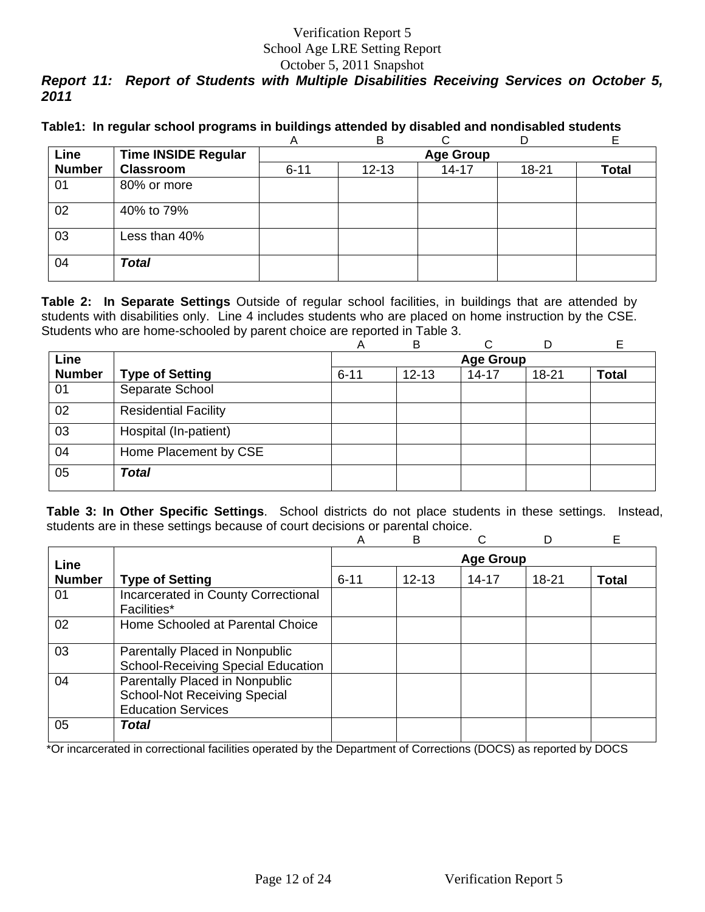Verification Report 5
School Age LRE Setting Report
October 5, 2011 Snapshot

### *Report 11: Report of Students with Multiple Disabilities Receiving Services on October 5, 2011*

**Table1: In regular school programs in buildings attended by disabled and nondisabled students**

| | | A | B | C | D | E |
|---|---|---|---|---|---|---|
| **Line Number** | **Time INSIDE Regular Classroom** | **Age Group** | | | | |
| | | 6-11 | 12-13 | 14-17 | 18-21 | **Total** |
| 01 | 80% or more | | | | | |
| 02 | 40% to 79% | | | | | |
| 03 | Less than 40% | | | | | |
| 04 | ***Total*** | | | | | |

**Table 2: In Separate Settings** Outside of regular school facilities, in buildings that are attended by students with disabilities only. Line 4 includes students who are placed on home instruction by the CSE. Students who are home-schooled by parent choice are reported in Table 3.

| | | A | B | C | D | E |
|---|---|---|---|---|---|---|
| **Line Number** | **Type of Setting** | **Age Group** | | | | |
| | | 6-11 | 12-13 | 14-17 | 18-21 | **Total** |
| 01 | Separate School | | | | | |
| 02 | Residential Facility | | | | | |
| 03 | Hospital (In-patient) | | | | | |
| 04 | Home Placement by CSE | | | | | |
| 05 | ***Total*** | | | | | |

**Table 3: In Other Specific Settings**. School districts do not place students in these settings. Instead, students are in these settings because of court decisions or parental choice.

| | | A | B | C | D | E |
|---|---|---|---|---|---|---|
| **Line Number** | **Type of Setting** | **Age Group** | | | | |
| | | 6-11 | 12-13 | 14-17 | 18-21 | **Total** |
| 01 | Incarcerated in County Correctional Facilities* | | | | | |
| 02 | Home Schooled at Parental Choice | | | | | |
| 03 | Parentally Placed in Nonpublic School-Receiving Special Education | | | | | |
| 04 | Parentally Placed in Nonpublic School-Not Receiving Special Education Services | | | | | |
| 05 | ***Total*** | | | | | |

*Or incarcerated in correctional facilities operated by the Department of Corrections (DOCS) as reported by DOCS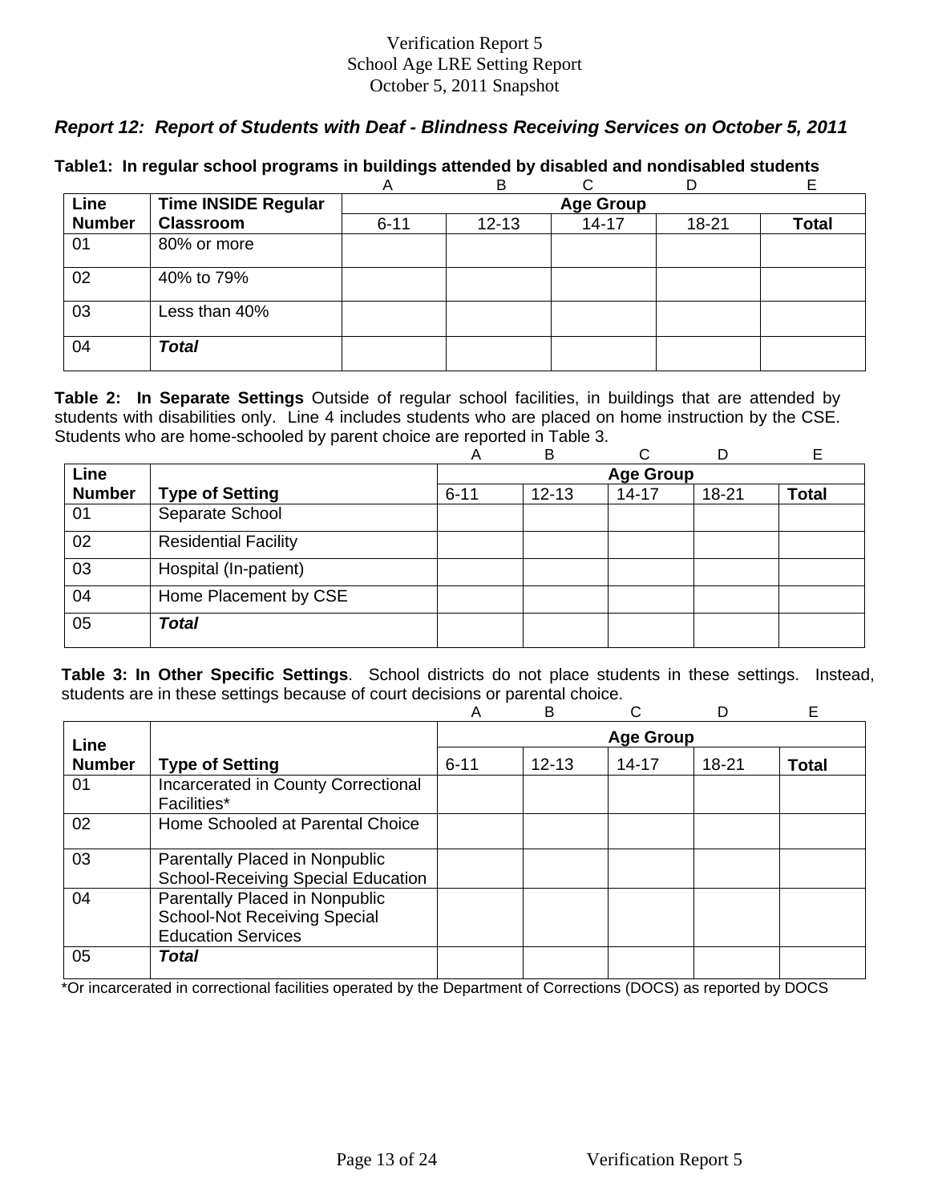Verification Report 5
School Age LRE Setting Report
October 5, 2011 Snapshot

### *Report 12: Report of Students with Deaf - Blindness Receiving Services on October 5, 2011*

**Table1: In regular school programs in buildings attended by disabled and nondisabled students**

| | | A | B | C | D | E |
|---|---|---|---|---|---|---|
| **Line Number** | **Time INSIDE Regular Classroom** | **Age Group** | | | | |
| | | 6-11 | 12-13 | 14-17 | 18-21 | **Total** |
| 01 | 80% or more | | | | | |
| 02 | 40% to 79% | | | | | |
| 03 | Less than 40% | | | | | |
| 04 | ***Total*** | | | | | |

**Table 2: In Separate Settings** Outside of regular school facilities, in buildings that are attended by students with disabilities only. Line 4 includes students who are placed on home instruction by the CSE. Students who are home-schooled by parent choice are reported in Table 3.

| | | A | B | C | D | E |
|---|---|---|---|---|---|---|
| **Line Number** | **Type of Setting** | **Age Group** | | | | |
| | | 6-11 | 12-13 | 14-17 | 18-21 | **Total** |
| 01 | Separate School | | | | | |
| 02 | Residential Facility | | | | | |
| 03 | Hospital (In-patient) | | | | | |
| 04 | Home Placement by CSE | | | | | |
| 05 | ***Total*** | | | | | |

**Table 3: In Other Specific Settings**. School districts do not place students in these settings. Instead, students are in these settings because of court decisions or parental choice.

| | | A | B | C | D | E |
|---|---|---|---|---|---|---|
| **Line Number** | **Type of Setting** | **Age Group** | | | | |
| | | 6-11 | 12-13 | 14-17 | 18-21 | **Total** |
| 01 | Incarcerated in County Correctional Facilities* | | | | | |
| 02 | Home Schooled at Parental Choice | | | | | |
| 03 | Parentally Placed in Nonpublic School-Receiving Special Education | | | | | |
| 04 | Parentally Placed in Nonpublic School-Not Receiving Special Education Services | | | | | |
| 05 | ***Total*** | | | | | |

*Or incarcerated in correctional facilities operated by the Department of Corrections (DOCS) as reported by DOCS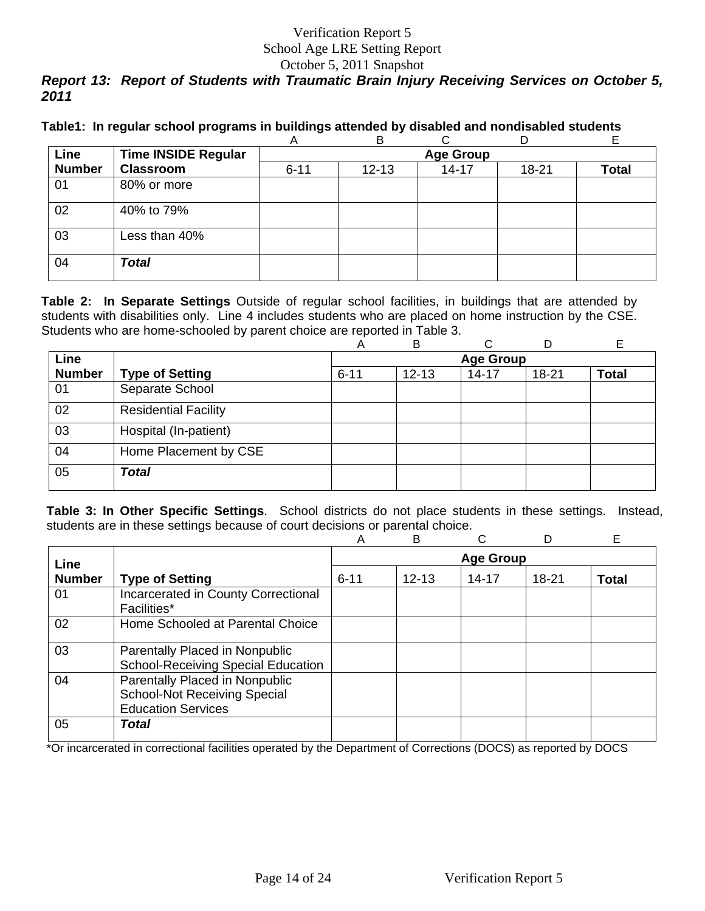Verification Report 5
School Age LRE Setting Report
October 5, 2011 Snapshot

***Report 13: Report of Students with Traumatic Brain Injury Receiving Services on October 5, 2011***

**Table1: In regular school programs in buildings attended by disabled and nondisabled students**

| | | A | B | C | D | E |
|---|---|---|---|---|---|---|
| **Line Number** | **Time INSIDE Regular Classroom** | **Age Group** | | | | |
| | | 6-11 | 12-13 | 14-17 | 18-21 | **Total** |
| 01 | 80% or more | | | | | |
| 02 | 40% to 79% | | | | | |
| 03 | Less than 40% | | | | | |
| 04 | ***Total*** | | | | | |

**Table 2: In Separate Settings** Outside of regular school facilities, in buildings that are attended by students with disabilities only. Line 4 includes students who are placed on home instruction by the CSE. Students who are home-schooled by parent choice are reported in Table 3.

| | | A | B | C | D | E |
|---|---|---|---|---|---|---|
| **Line Number** | **Type of Setting** | **Age Group** | | | | |
| | | 6-11 | 12-13 | 14-17 | 18-21 | **Total** |
| 01 | Separate School | | | | | |
| 02 | Residential Facility | | | | | |
| 03 | Hospital (In-patient) | | | | | |
| 04 | Home Placement by CSE | | | | | |
| 05 | ***Total*** | | | | | |

**Table 3: In Other Specific Settings**. School districts do not place students in these settings. Instead, students are in these settings because of court decisions or parental choice.

| | | A | B | C | D | E |
|---|---|---|---|---|---|---|
| **Line Number** | **Type of Setting** | **Age Group** | | | | |
| | | 6-11 | 12-13 | 14-17 | 18-21 | **Total** |
| 01 | Incarcerated in County Correctional Facilities* | | | | | |
| 02 | Home Schooled at Parental Choice | | | | | |
| 03 | Parentally Placed in Nonpublic School-Receiving Special Education | | | | | |
| 04 | Parentally Placed in Nonpublic School-Not Receiving Special Education Services | | | | | |
| 05 | ***Total*** | | | | | |

*Or incarcerated in correctional facilities operated by the Department of Corrections (DOCS) as reported by DOCS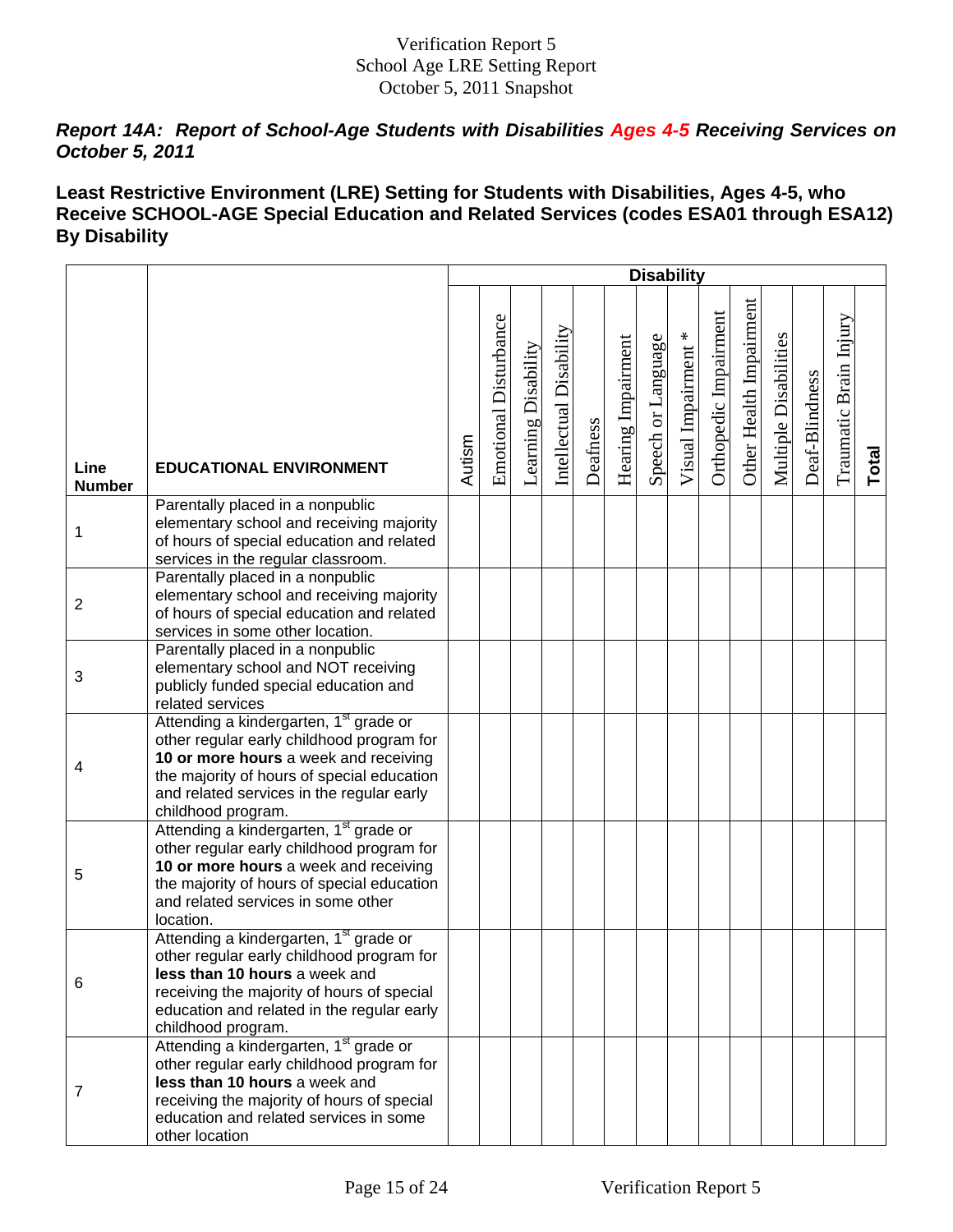Verification Report 5
School Age LRE Setting Report
October 5, 2011 Snapshot

### *Report 14A: Report of School-Age Students with Disabilities Ages 4-5 Receiving Services on October 5, 2011*

### Least Restrictive Environment (LRE) Setting for Students with Disabilities, Ages 4-5, who Receive SCHOOL-AGE Special Education and Related Services (codes ESA01 through ESA12) By Disability

| | | Disability | | | | | | | | | | | | | |
|---|---|---|---|---|---|---|---|---|---|---|---|---|---|---|---|
| **Line Number** | **EDUCATIONAL ENVIRONMENT** | Autism | Emotional Disturbance | Learning Disability | Intellectual Disability | Deafness | Hearing Impairment | Speech or Language | Visual Impairment * | Orthopedic Impairment | Other Health Impairment | Multiple Disabilities | Deaf-Blindness | Traumatic Brain Injury | **Total** |
| 1 | Parentally placed in a nonpublic elementary school and receiving majority of hours of special education and related services in the regular classroom. | | | | | | | | | | | | | | |
| 2 | Parentally placed in a nonpublic elementary school and receiving majority of hours of special education and related services in some other location. | | | | | | | | | | | | | | |
| 3 | Parentally placed in a nonpublic elementary school and NOT receiving publicly funded special education and related services | | | | | | | | | | | | | | |
| 4 | Attending a kindergarten, 1st grade or other regular early childhood program for **10 or more hours** a week and receiving the majority of hours of special education and related services in the regular early childhood program. | | | | | | | | | | | | | | |
| 5 | Attending a kindergarten, 1st grade or other regular early childhood program for **10 or more hours** a week and receiving the majority of hours of special education and related services in some other location. | | | | | | | | | | | | | | |
| 6 | Attending a kindergarten, 1st grade or other regular early childhood program for **less than 10 hours** a week and receiving the majority of hours of special education and related in the regular early childhood program. | | | | | | | | | | | | | | |
| 7 | Attending a kindergarten, 1st grade or other regular early childhood program for **less than 10 hours** a week and receiving the majority of hours of special education and related services in some other location | | | | | | | | | | | | | | |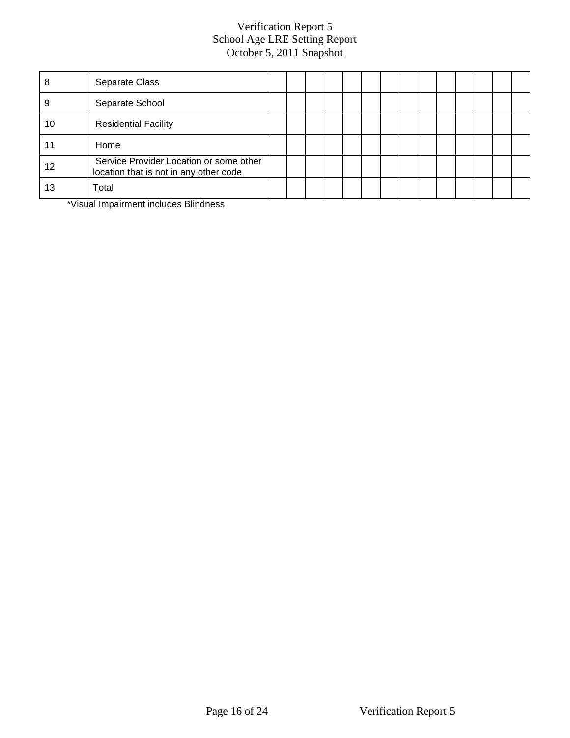# Verification Report 5
## School Age LRE Setting Report
### October 5, 2011 Snapshot

| | | | | | | | | | | | | | | | |
|---|---|---|---|---|---|---|---|---|---|---|---|---|---|---|---|
| 8 | Separate Class | | | | | | | | | | | | | | |
| 9 | Separate School | | | | | | | | | | | | | | |
| 10 | Residential Facility | | | | | | | | | | | | | | |
| 11 | Home | | | | | | | | | | | | | | |
| 12 | Service Provider Location or some other location that is not in any other code | | | | | | | | | | | | | | |
| 13 | Total | | | | | | | | | | | | | | |

*Visual Impairment includes Blindness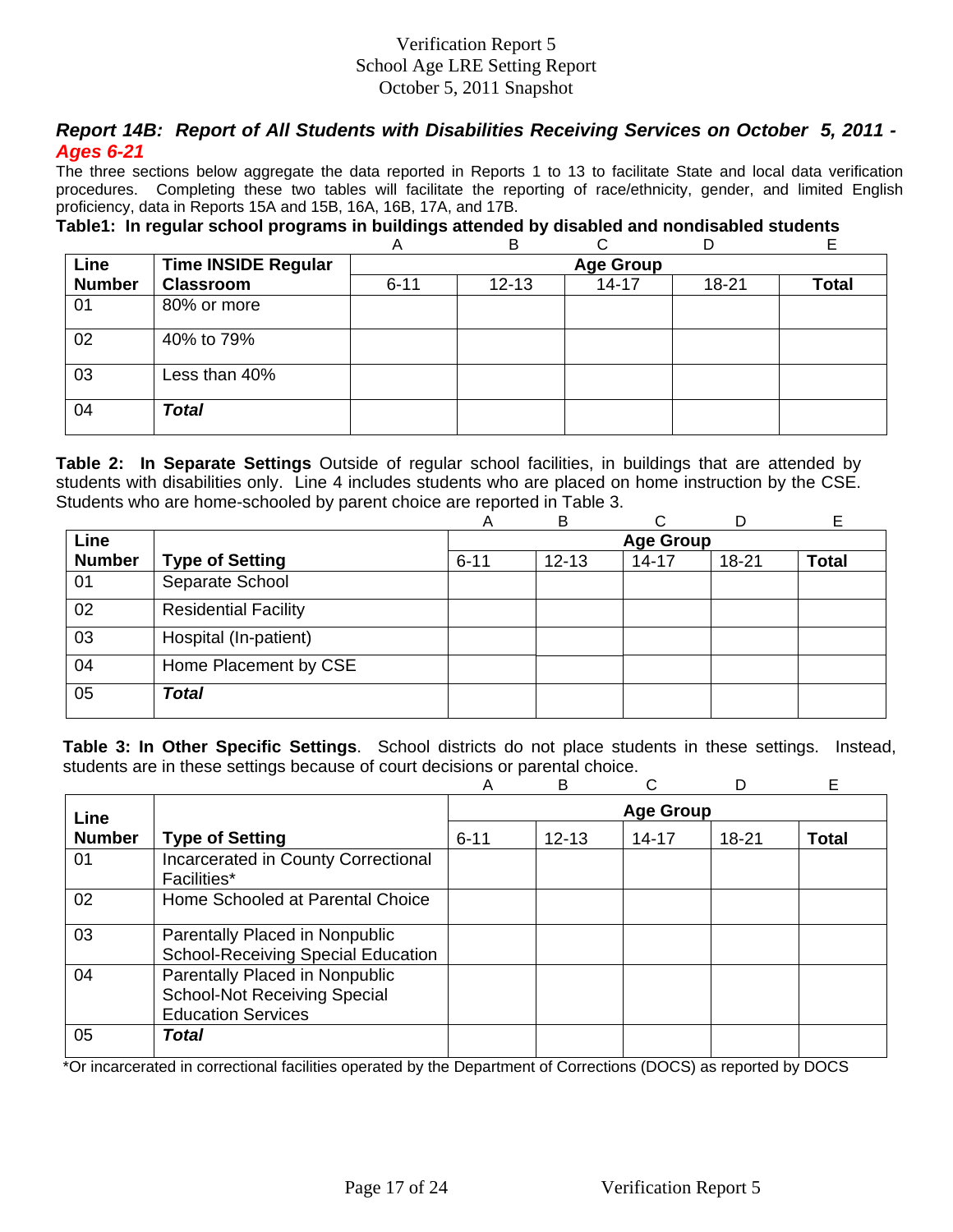Verification Report 5
School Age LRE Setting Report
October 5, 2011 Snapshot

### *Report 14B: Report of All Students with Disabilities Receiving Services on October 5, 2011 - Ages 6-21*

The three sections below aggregate the data reported in Reports 1 to 13 to facilitate State and local data verification procedures. Completing these two tables will facilitate the reporting of race/ethnicity, gender, and limited English proficiency, data in Reports 15A and 15B, 16A, 16B, 17A, and 17B.

**Table1: In regular school programs in buildings attended by disabled and nondisabled students**

| | | A | B | C | D | E |
|---|---|---|---|---|---|---|
| **Line Number** | **Time INSIDE Regular Classroom** | **Age Group** | | | | |
| | | 6-11 | 12-13 | 14-17 | 18-21 | **Total** |
| 01 | 80% or more | | | | | |
| 02 | 40% to 79% | | | | | |
| 03 | Less than 40% | | | | | |
| 04 | ***Total*** | | | | | |

**Table 2: In Separate Settings** Outside of regular school facilities, in buildings that are attended by students with disabilities only. Line 4 includes students who are placed on home instruction by the CSE. Students who are home-schooled by parent choice are reported in Table 3.

| | | A | B | C | D | E |
|---|---|---|---|---|---|---|
| **Line Number** | **Type of Setting** | **Age Group** | | | | |
| | | 6-11 | 12-13 | 14-17 | 18-21 | **Total** |
| 01 | Separate School | | | | | |
| 02 | Residential Facility | | | | | |
| 03 | Hospital (In-patient) | | | | | |
| 04 | Home Placement by CSE | | | | | |
| 05 | ***Total*** | | | | | |

**Table 3: In Other Specific Settings**. School districts do not place students in these settings. Instead, students are in these settings because of court decisions or parental choice.

| | | A | B | C | D | E |
|---|---|---|---|---|---|---|
| **Line Number** | **Type of Setting** | **Age Group** | | | | |
| | | 6-11 | 12-13 | 14-17 | 18-21 | **Total** |
| 01 | Incarcerated in County Correctional Facilities* | | | | | |
| 02 | Home Schooled at Parental Choice | | | | | |
| 03 | Parentally Placed in Nonpublic School-Receiving Special Education | | | | | |
| 04 | Parentally Placed in Nonpublic School-Not Receiving Special Education Services | | | | | |
| 05 | ***Total*** | | | | | |

*Or incarcerated in correctional facilities operated by the Department of Corrections (DOCS) as reported by DOCS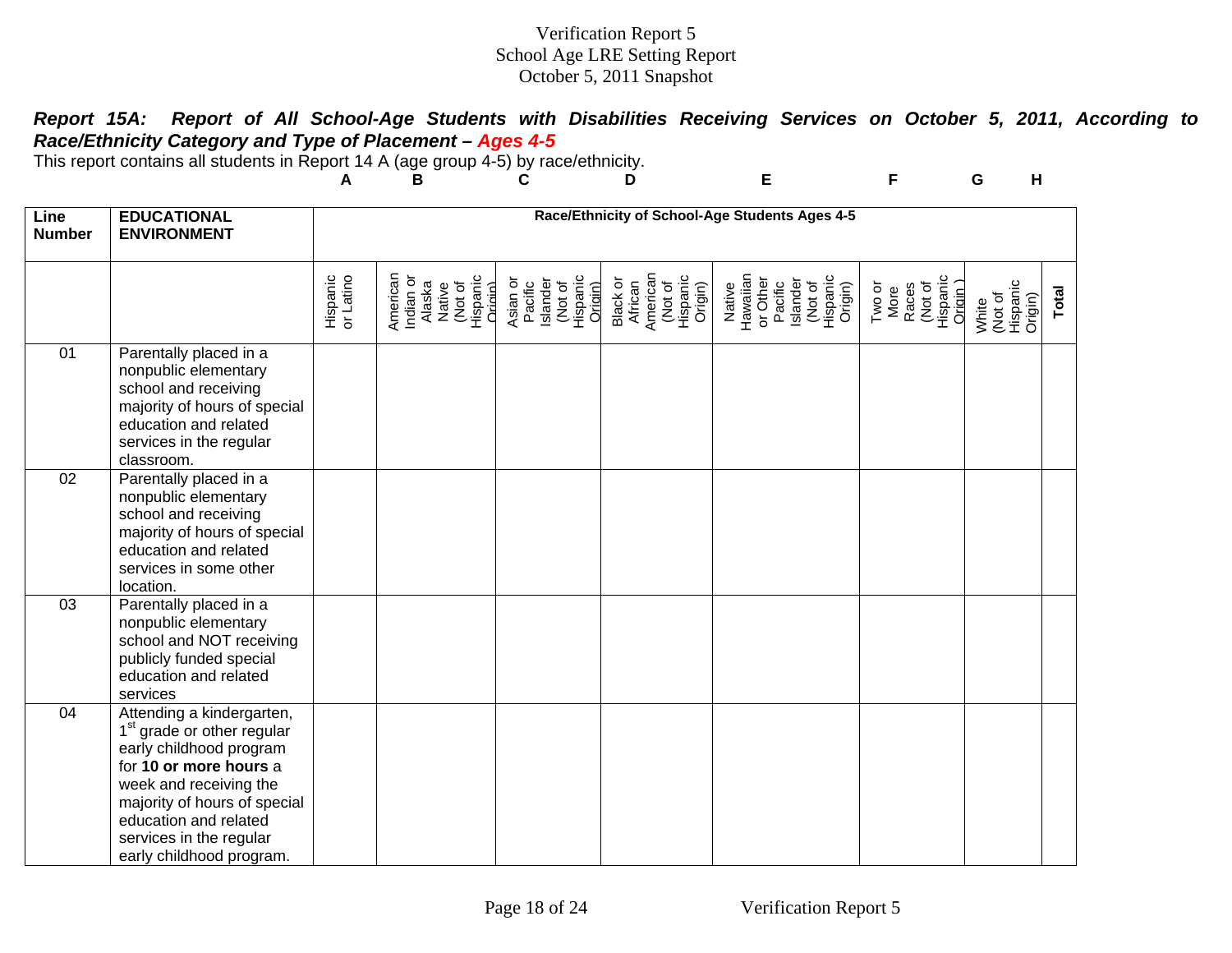Verification Report 5
School Age LRE Setting Report
October 5, 2011 Snapshot

***Report 15A: Report of All School-Age Students with Disabilities Receiving Services on October 5, 2011, According to Race/Ethnicity Category and Type of Placement – Ages 4-5***

This report contains all students in Report 14 A (age group 4-5) by race/ethnicity.

| Line Number | EDUCATIONAL ENVIRONMENT | Race/Ethnicity of School-Age Students Ages 4-5 | | | | | | | |
|---|---|---|---|---|---|---|---|---|---|
| | | A | B | C | D | E | F | G | H |
| | | Hispanic or Latino | American Indian or Alaska Native (Not of Hispanic Origin) | Asian or Pacific Islander (Not of Hispanic Origin) | Black or African American (Not of Hispanic Origin) | Native Hawaiian or Other Pacific Islander (Not of Hispanic Origin) | Two or More Races (Not of Hispanic Origin ) | White (Not of Hispanic Origin) | **Total** |
| 01 | Parentally placed in a nonpublic elementary school and receiving majority of hours of special education and related services in the regular classroom. | | | | | | | | |
| 02 | Parentally placed in a nonpublic elementary school and receiving majority of hours of special education and related services in some other location. | | | | | | | | |
| 03 | Parentally placed in a nonpublic elementary school and NOT receiving publicly funded special education and related services | | | | | | | | |
| 04 | Attending a kindergarten, 1st grade or other regular early childhood program for **10 or more hours** a week and receiving the majority of hours of special education and related services in the regular early childhood program. | | | | | | | | |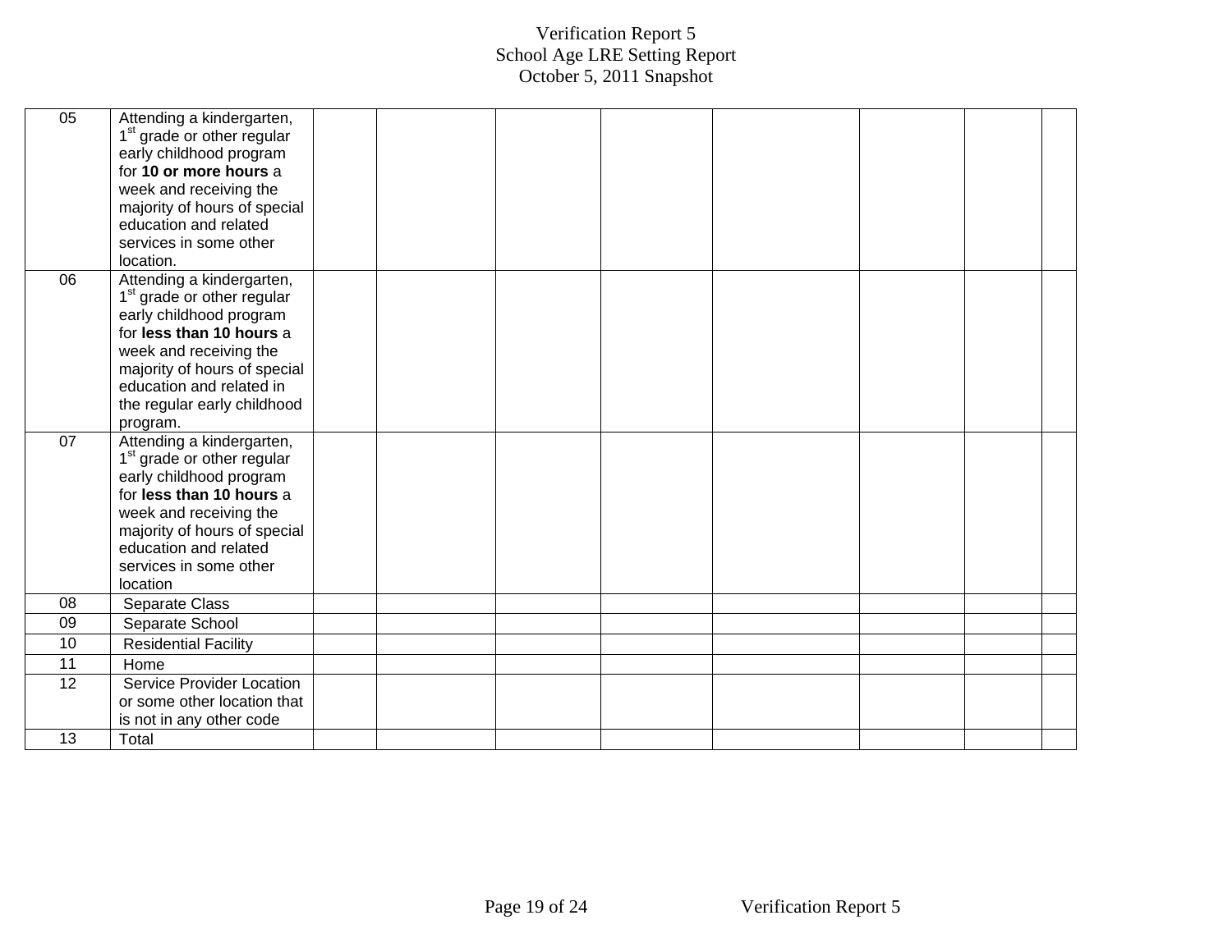# Verification Report 5
## School Age LRE Setting Report
### October 5, 2011 Snapshot

| | | | | | | | | | |
|---|---|---|---|---|---|---|---|---|---|
| 05 | Attending a kindergarten, 1st grade or other regular early childhood program for **10 or more hours** a week and receiving the majority of hours of special education and related services in some other location. | | | | | | | | |
| 06 | Attending a kindergarten, 1st grade or other regular early childhood program for **less than 10 hours** a week and receiving the majority of hours of special education and related in the regular early childhood program. | | | | | | | | |
| 07 | Attending a kindergarten, 1st grade or other regular early childhood program for **less than 10 hours** a week and receiving the majority of hours of special education and related services in some other location | | | | | | | | |
| 08 | Separate Class | | | | | | | | |
| 09 | Separate School | | | | | | | | |
| 10 | Residential Facility | | | | | | | | |
| 11 | Home | | | | | | | | |
| 12 | Service Provider Location or some other location that is not in any other code | | | | | | | | |
| 13 | Total | | | | | | | | |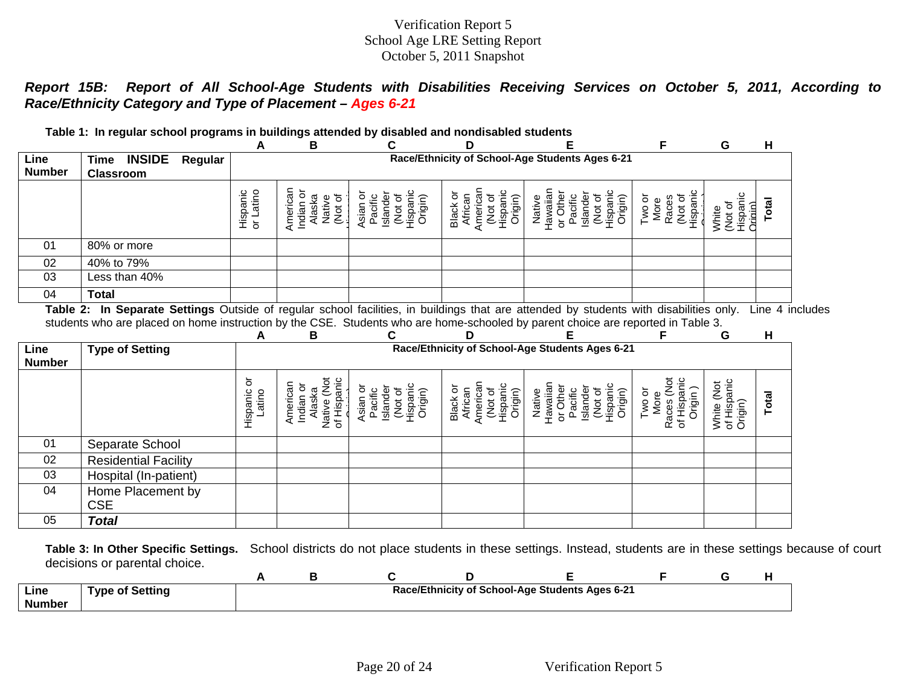Verification Report 5
School Age LRE Setting Report
October 5, 2011 Snapshot

***Report 15B: Report of All School-Age Students with Disabilities Receiving Services on October 5, 2011, According to Race/Ethnicity Category and Type of Placement – Ages 6-21***

**Table 1: In regular school programs in buildings attended by disabled and nondisabled students**

| | | A | B | C | D | E | F | G | H |
|---|---|---|---|---|---|---|---|---|---|
| **Line Number** | **Time INSIDE Regular Classroom** | **Race/Ethnicity of School-Age Students Ages 6-21** | | | | | | | |
| | | Hispanic or Latino | American Indian or Alaska Native (Not of Hispanic Origin) | Asian or Pacific Islander (Not of Hispanic Origin) | Black or African American (Not of Hispanic Origin) | Native Hawaiian or Other Pacific Islander (Not of Hispanic Origin) | Two or More Races (Not of Hispanic Origin) | White (Not of Hispanic Origin) | **Total** |
| 01 | 80% or more | | | | | | | | |
| 02 | 40% to 79% | | | | | | | | |
| 03 | Less than 40% | | | | | | | | |
| 04 | **Total** | | | | | | | | |

**Table 2: In Separate Settings** Outside of regular school facilities, in buildings that are attended by students with disabilities only. Line 4 includes students who are placed on home instruction by the CSE. Students who are home-schooled by parent choice are reported in Table 3.

| | | A | B | C | D | E | F | G | H |
|---|---|---|---|---|---|---|---|---|---|
| **Line Number** | **Type of Setting** | **Race/Ethnicity of School-Age Students Ages 6-21** | | | | | | | |
| | | Hispanic or Latino | American Indian or Alaska Native (Not of Hispanic Origin) | Asian or Pacific Islander (Not of Hispanic Origin) | Black or African American (Not of Hispanic Origin) | Native Hawaiian or Other Pacific Islander (Not of Hispanic Origin) | Two or More Races (Not of Hispanic Origin) | White (Not of Hispanic Origin) | **Total** |
| 01 | Separate School | | | | | | | | |
| 02 | Residential Facility | | | | | | | | |
| 03 | Hospital (In-patient) | | | | | | | | |
| 04 | Home Placement by CSE | | | | | | | | |
| 05 | ***Total*** | | | | | | | | |

**Table 3: In Other Specific Settings.** School districts do not place students in these settings. Instead, students are in these settings because of court decisions or parental choice.

| | | A | B | C | D | E | F | G | H |
|---|---|---|---|---|---|---|---|---|---|
| **Line Number** | **Type of Setting** | **Race/Ethnicity of School-Age Students Ages 6-21** | | | | | | | |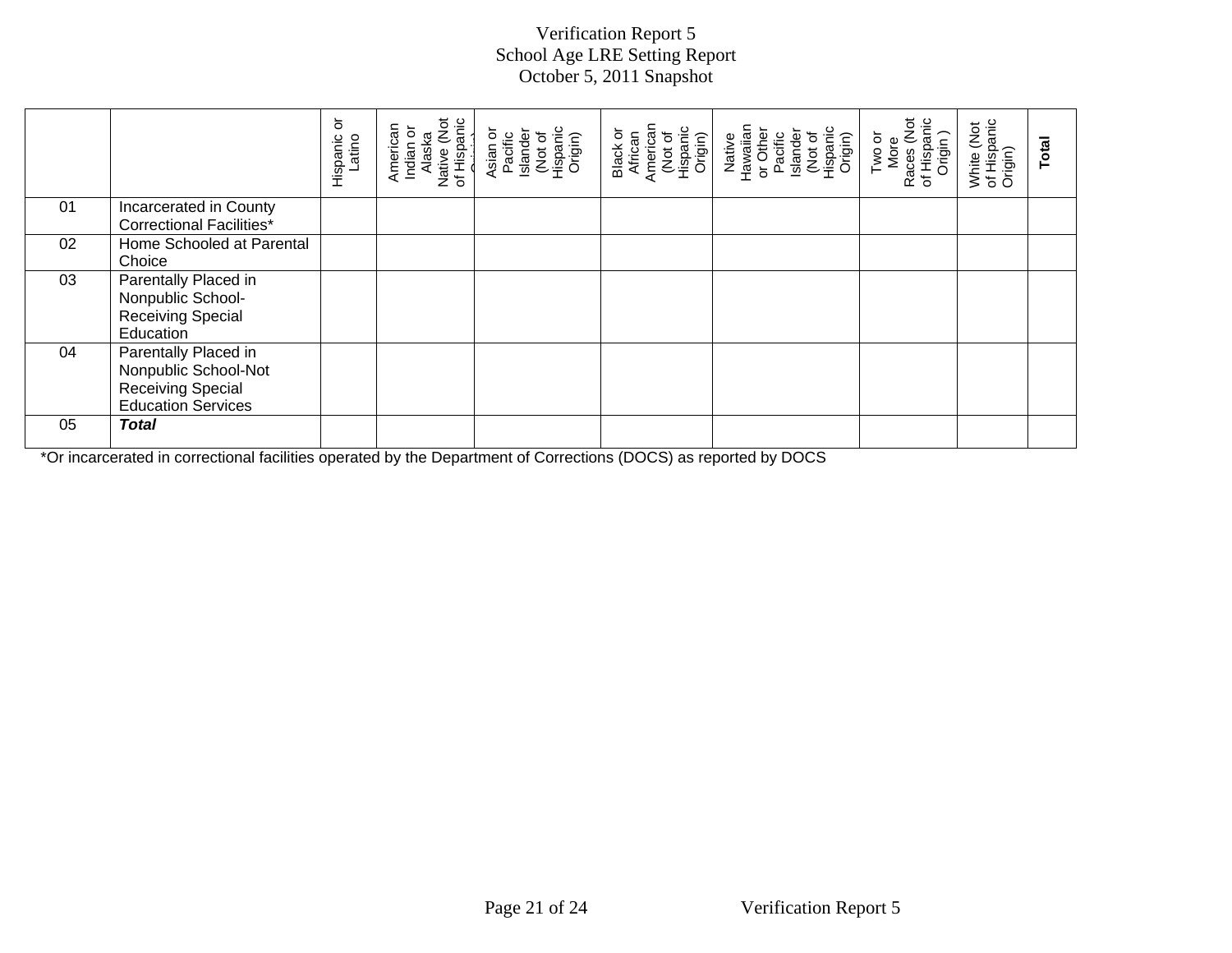# Verification Report 5
## School Age LRE Setting Report
## October 5, 2011 Snapshot

| | | Hispanic or Latino | American Indian or Alaska Native (Not of Hispanic Origin) | Asian or Pacific Islander (Not of Hispanic Origin) | Black or African American (Not of Hispanic Origin) | Native Hawaiian or Other Pacific Islander (Not of Hispanic Origin) | Two or More Races (Not of Hispanic Origin ) | White (Not of Hispanic Origin) | **Total** |
|---|---|---|---|---|---|---|---|---|---|
| 01 | Incarcerated in County Correctional Facilities* | | | | | | | | |
| 02 | Home Schooled at Parental Choice | | | | | | | | |
| 03 | Parentally Placed in Nonpublic School-Receiving Special Education | | | | | | | | |
| 04 | Parentally Placed in Nonpublic School-Not Receiving Special Education Services | | | | | | | | |
| 05 | ***Total*** | | | | | | | | |

*Or incarcerated in correctional facilities operated by the Department of Corrections (DOCS) as reported by DOCS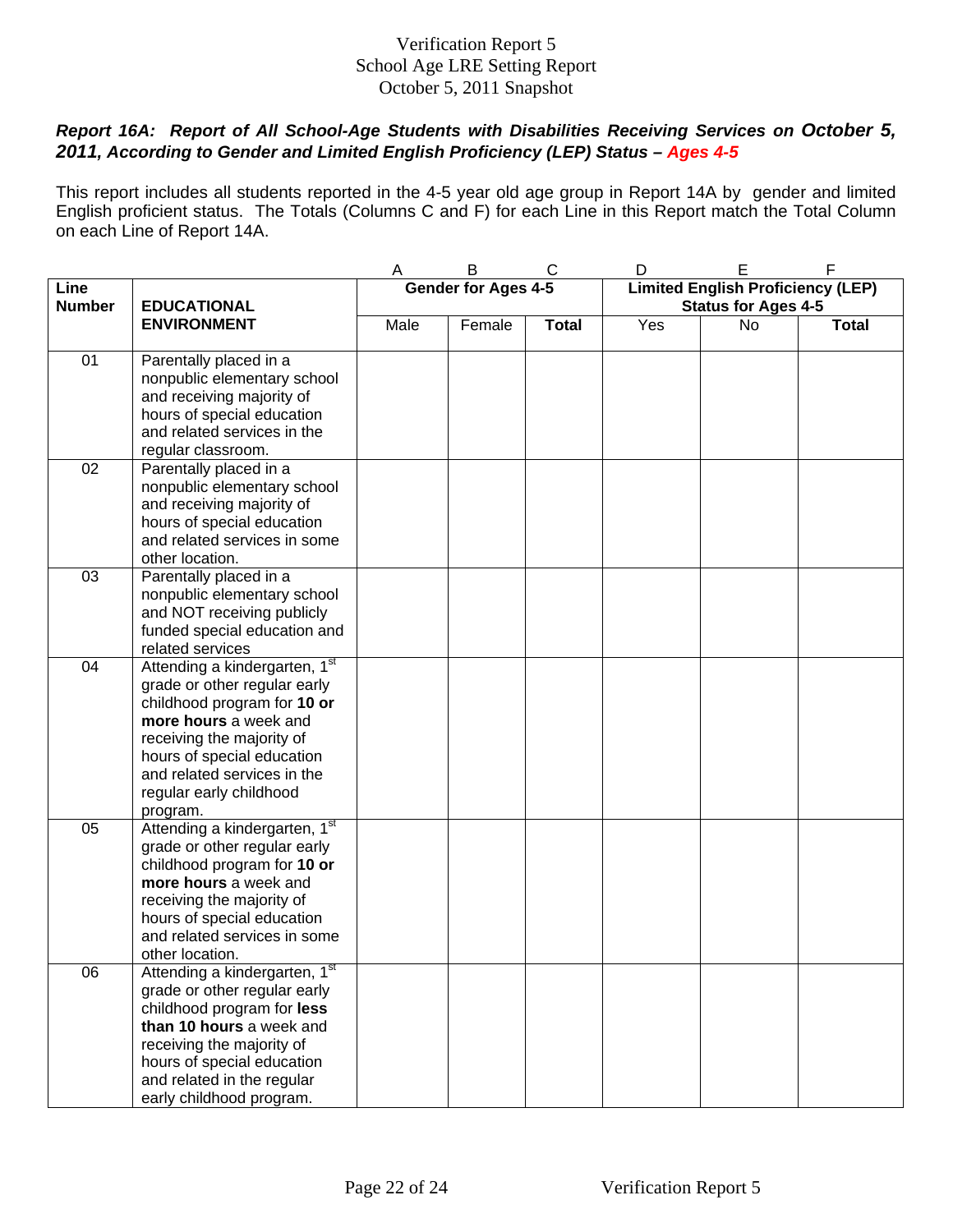Verification Report 5
School Age LRE Setting Report
October 5, 2011 Snapshot

***Report 16A: Report of All School-Age Students with Disabilities Receiving Services on October 5, 2011, According to Gender and Limited English Proficiency (LEP) Status – Ages 4-5***

This report includes all students reported in the 4-5 year old age group in Report 14A by gender and limited English proficient status. The Totals (Columns C and F) for each Line in this Report match the Total Column on each Line of Report 14A.

| | | A | B | C | D | E | F |
|---|---|---|---|---|---|---|---|
| **Line Number** | **EDUCATIONAL ENVIRONMENT** | **Gender for Ages 4-5** | | | **Limited English Proficiency (LEP) Status for Ages 4-5** | | |
| | | Male | Female | **Total** | Yes | No | **Total** |
| 01 | Parentally placed in a nonpublic elementary school and receiving majority of hours of special education and related services in the regular classroom. | | | | | | |
| 02 | Parentally placed in a nonpublic elementary school and receiving majority of hours of special education and related services in some other location. | | | | | | |
| 03 | Parentally placed in a nonpublic elementary school and NOT receiving publicly funded special education and related services | | | | | | |
| 04 | Attending a kindergarten, 1st grade or other regular early childhood program for **10 or more hours** a week and receiving the majority of hours of special education and related services in the regular early childhood program. | | | | | | |
| 05 | Attending a kindergarten, 1st grade or other regular early childhood program for **10 or more hours** a week and receiving the majority of hours of special education and related services in some other location. | | | | | | |
| 06 | Attending a kindergarten, 1st grade or other regular early childhood program for **less than 10 hours** a week and receiving the majority of hours of special education and related in the regular early childhood program. | | | | | | |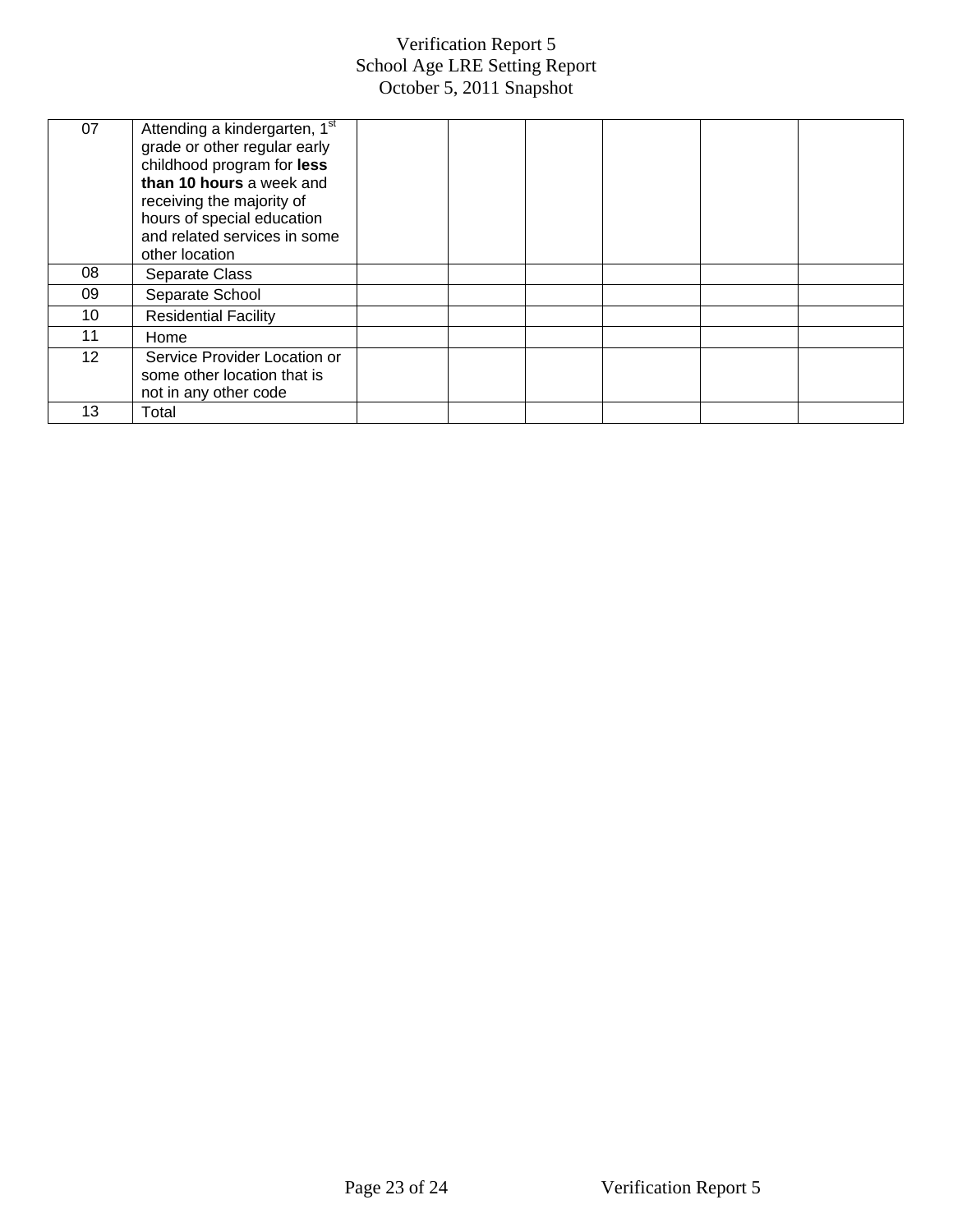# Verification Report 5
## School Age LRE Setting Report
### October 5, 2011 Snapshot

| | | | | | | | |
|---|---|---|---|---|---|---|---|
| 07 | Attending a kindergarten, 1st grade or other regular early childhood program for **less than 10 hours** a week and receiving the majority of hours of special education and related services in some other location | | | | | | |
| 08 | Separate Class | | | | | | |
| 09 | Separate School | | | | | | |
| 10 | Residential Facility | | | | | | |
| 11 | Home | | | | | | |
| 12 | Service Provider Location or some other location that is not in any other code | | | | | | |
| 13 | Total | | | | | | |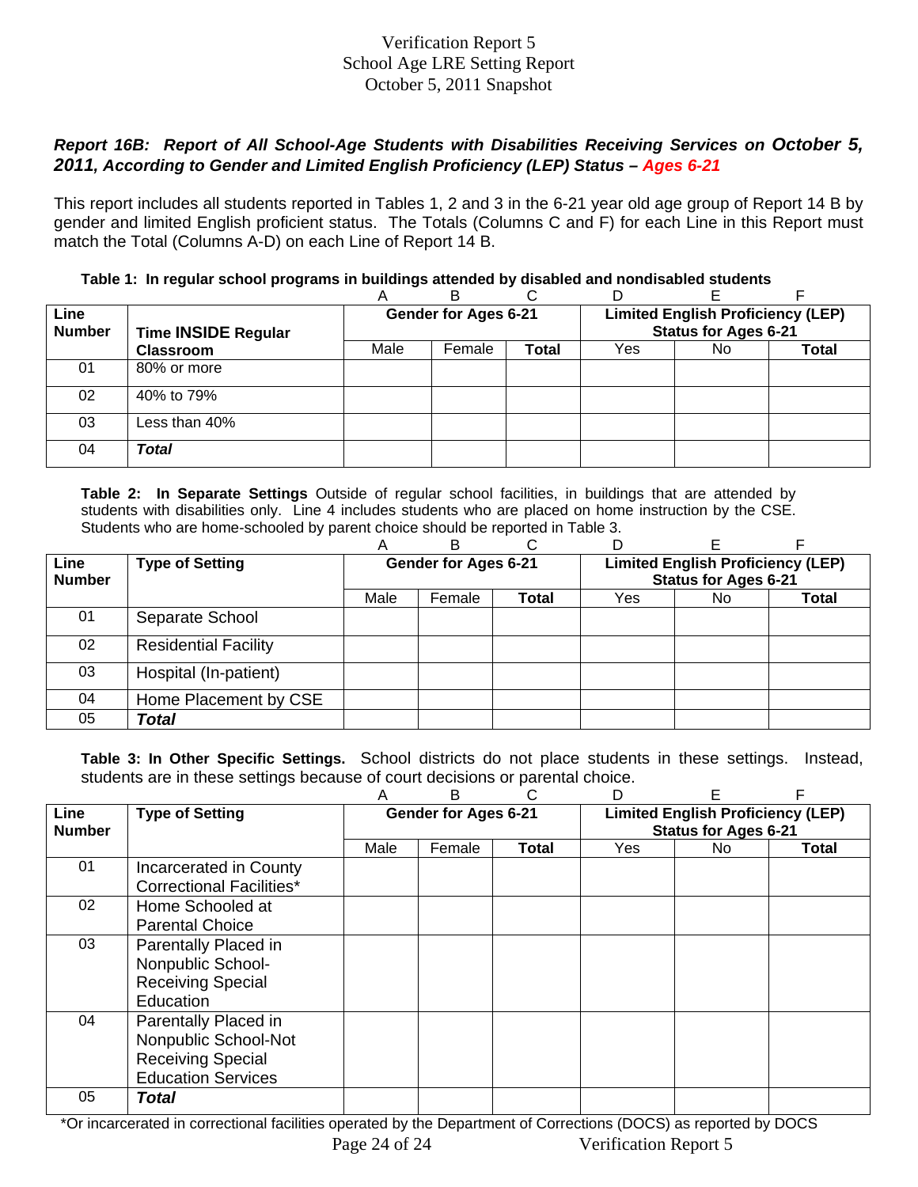Verification Report 5
School Age LRE Setting Report
October 5, 2011 Snapshot

### *Report 16B: Report of All School-Age Students with Disabilities Receiving Services on October 5, 2011, According to Gender and Limited English Proficiency (LEP) Status – Ages 6-21*

This report includes all students reported in Tables 1, 2 and 3 in the 6-21 year old age group of Report 14 B by gender and limited English proficient status. The Totals (Columns C and F) for each Line in this Report must match the Total (Columns A-D) on each Line of Report 14 B.

**Table 1: In regular school programs in buildings attended by disabled and nondisabled students**

| | | A | B | C | D | E | F |
|---|---|---|---|---|---|---|---|
| **Line Number** | **Time INSIDE Regular Classroom** | **Gender for Ages 6-21** | | | **Limited English Proficiency (LEP) Status for Ages 6-21** | | |
| | | Male | Female | **Total** | Yes | No | **Total** |
| 01 | 80% or more | | | | | | |
| 02 | 40% to 79% | | | | | | |
| 03 | Less than 40% | | | | | | |
| 04 | ***Total*** | | | | | | |

**Table 2: In Separate Settings** Outside of regular school facilities, in buildings that are attended by students with disabilities only. Line 4 includes students who are placed on home instruction by the CSE. Students who are home-schooled by parent choice should be reported in Table 3.

| | | A | B | C | D | E | F |
|---|---|---|---|---|---|---|---|
| **Line Number** | **Type of Setting** | **Gender for Ages 6-21** | | | **Limited English Proficiency (LEP) Status for Ages 6-21** | | |
| | | Male | Female | **Total** | Yes | No | **Total** |
| 01 | Separate School | | | | | | |
| 02 | Residential Facility | | | | | | |
| 03 | Hospital (In-patient) | | | | | | |
| 04 | Home Placement by CSE | | | | | | |
| 05 | ***Total*** | | | | | | |

**Table 3: In Other Specific Settings.** School districts do not place students in these settings. Instead, students are in these settings because of court decisions or parental choice.

| | | A | B | C | D | E | F |
|---|---|---|---|---|---|---|---|
| **Line Number** | **Type of Setting** | **Gender for Ages 6-21** | | | **Limited English Proficiency (LEP) Status for Ages 6-21** | | |
| | | Male | Female | **Total** | Yes | No | **Total** |
| 01 | Incarcerated in County Correctional Facilities* | | | | | | |
| 02 | Home Schooled at Parental Choice | | | | | | |
| 03 | Parentally Placed in Nonpublic School-Receiving Special Education | | | | | | |
| 04 | Parentally Placed in Nonpublic School-Not Receiving Special Education Services | | | | | | |
| 05 | ***Total*** | | | | | | |

*Or incarcerated in correctional facilities operated by the Department of Corrections (DOCS) as reported by DOCS